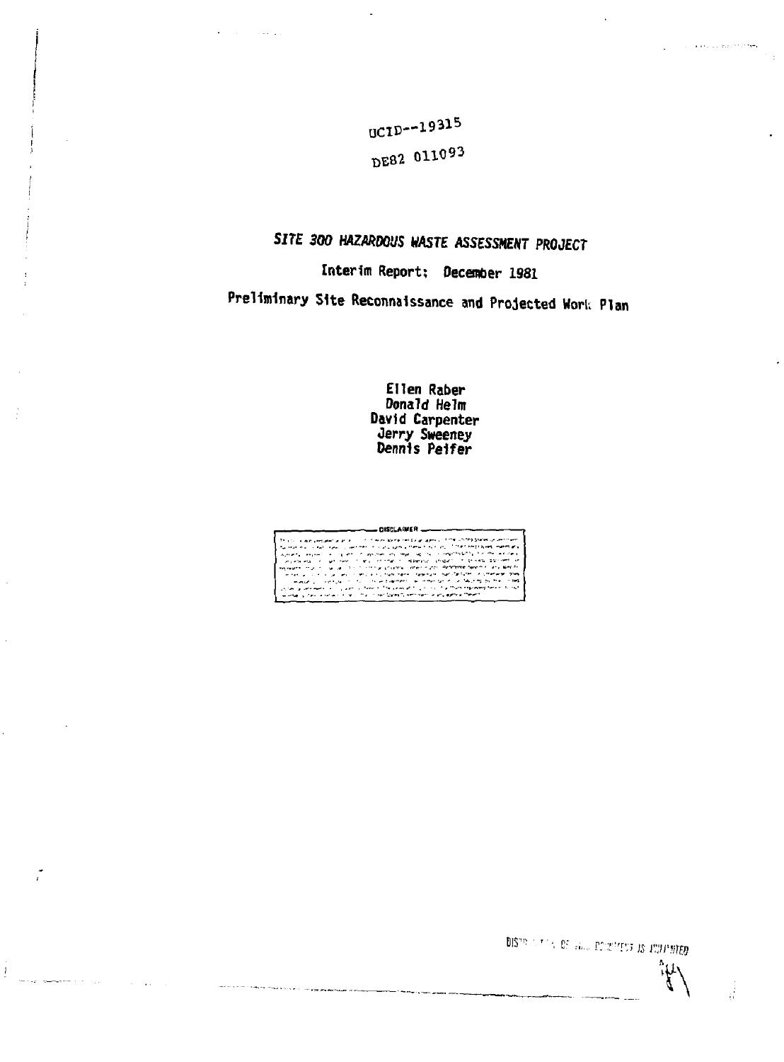UCID--19315

DE82 011093

# *SITE 300 HAZARDOUS WASTE ASSESSMENT PROJECT*

## Interim Report: December 1981

## Preliminary Site Reconnaissance and Projected Work Plan

**Ellen Raber**
**Donald Helm**
**David Carpenter**
**Jerry Sweeney**
**Dennis Peifer**

DISCLAIMER

DISTRIBUTION OF THIS DOCUMENT IS UNLIMITED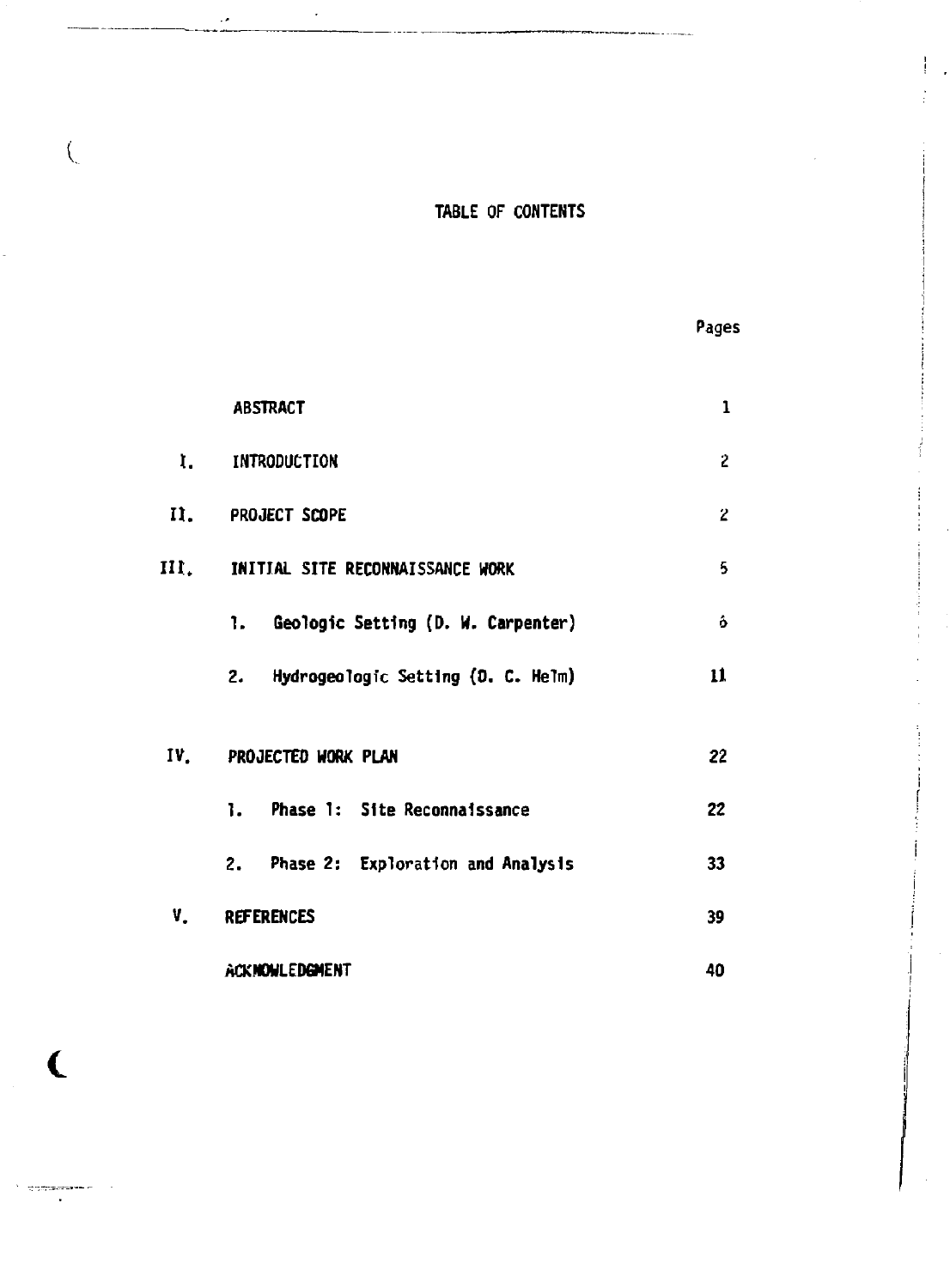# TABLE OF CONTENTS

| | | Pages |
|---|---|---|
| | ABSTRACT | 1 |
| I. | INTRODUCTION | 2 |
| II. | PROJECT SCOPE | 2 |
| III. | INITIAL SITE RECONNAISSANCE WORK | 5 |
| | 1. Geologic Setting (D. W. Carpenter) | 6 |
| | 2. Hydrogeologic Setting (D. C. Helm) | 11 |
| IV. | PROJECTED WORK PLAN | 22 |
| | 1. Phase 1: Site Reconnaissance | 22 |
| | 2. Phase 2: Exploration and Analysis | 33 |
| V. | REFERENCES | 39 |
| | ACKNOWLEDGMENT | 40 |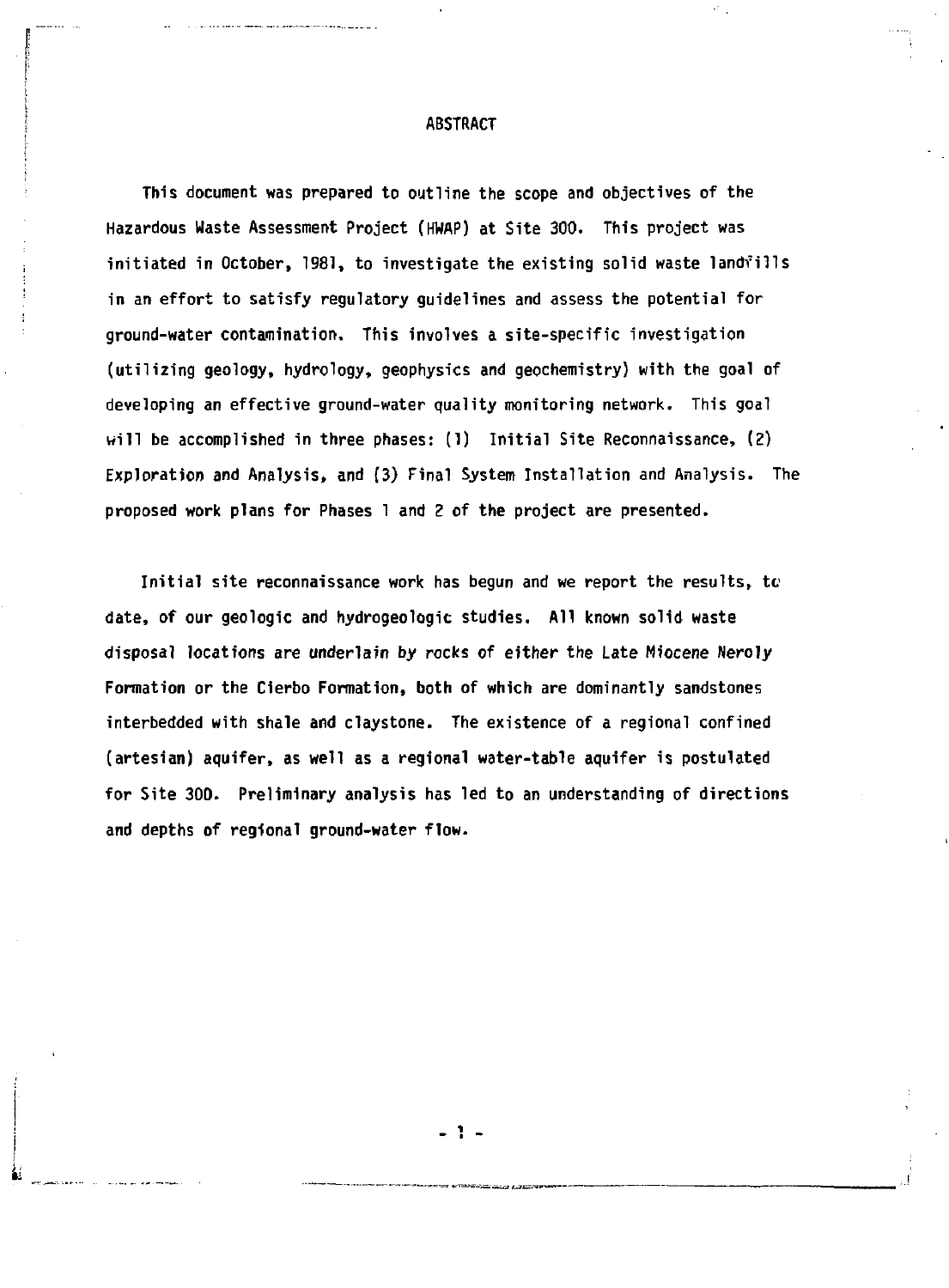# ABSTRACT

This document was prepared to outline the scope and objectives of the Hazardous Waste Assessment Project (HWAP) at Site 300. This project was initiated in October, 1981, to investigate the existing solid waste landfills in an effort to satisfy regulatory guidelines and assess the potential for ground-water contamination. This involves a site-specific investigation (utilizing geology, hydrology, geophysics and geochemistry) with the goal of developing an effective ground-water quality monitoring network. This goal will be accomplished in three phases: (1) Initial Site Reconnaissance, (2) Exploration and Analysis, and (3) Final System Installation and Analysis. The proposed work plans for Phases 1 and 2 of the project are presented.

Initial site reconnaissance work has begun and we report the results, to date, of our geologic and hydrogeologic studies. All known solid waste disposal locations are underlain by rocks of either the Late Miocene Neroly Formation or the Cierbo Formation, both of which are dominantly sandstones interbedded with shale and claystone. The existence of a regional confined (artesian) aquifer, as well as a regional water-table aquifer is postulated for Site 300. Preliminary analysis has led to an understanding of directions and depths of regional ground-water flow.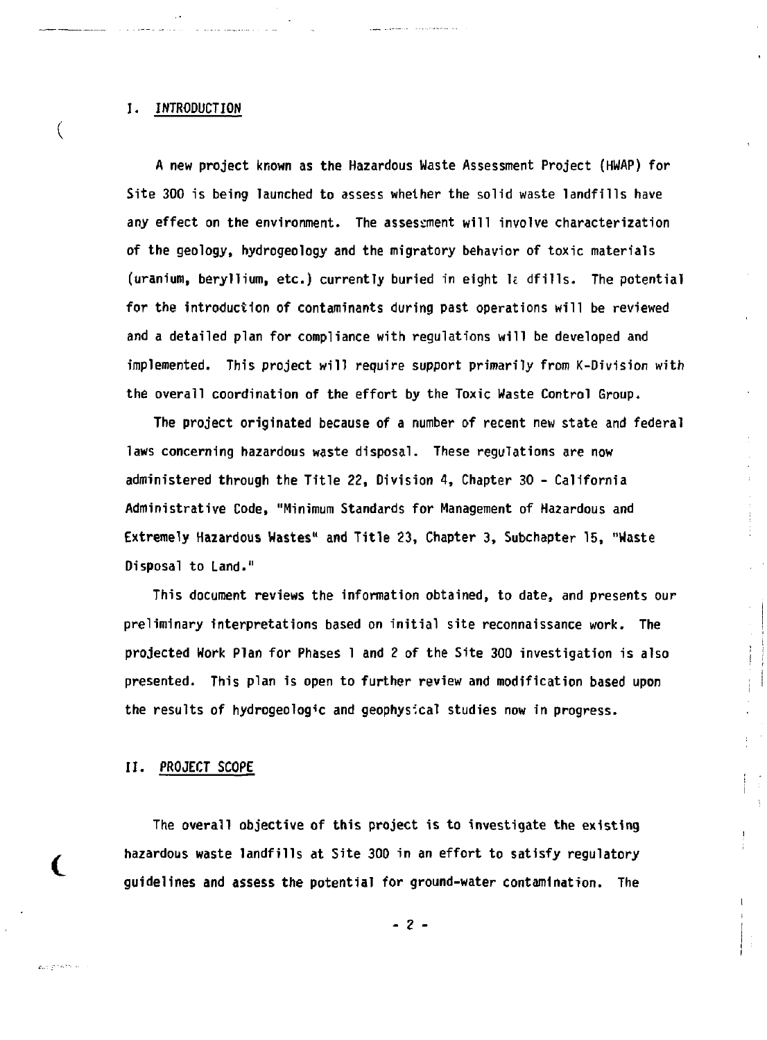## I. INTRODUCTION

A new project known as the Hazardous Waste Assessment Project (HWAP) for Site 300 is being launched to assess whether the solid waste landfills have any effect on the environment. The assessment will involve characterization of the geology, hydrogeology and the migratory behavior of toxic materials (uranium, beryllium, etc.) currently buried in eight landfills. The potential for the introduction of contaminants during past operations will be reviewed and a detailed plan for compliance with regulations will be developed and implemented. This project will require support primarily from K-Division with the overall coordination of the effort by the Toxic Waste Control Group.

The project originated because of a number of recent new state and federal laws concerning hazardous waste disposal. These regulations are now administered through the Title 22, Division 4, Chapter 30 - California Administrative Code, "Minimum Standards for Management of Hazardous and Extremely Hazardous Wastes" and Title 23, Chapter 3, Subchapter 15, "Waste Disposal to Land."

This document reviews the information obtained, to date, and presents our preliminary interpretations based on initial site reconnaissance work. The projected Work Plan for Phases 1 and 2 of the Site 300 investigation is also presented. This plan is open to further review and modification based upon the results of hydrogeologic and geophysical studies now in progress.

## II. PROJECT SCOPE

The overall objective of this project is to investigate the existing hazardous waste landfills at Site 300 in an effort to satisfy regulatory guidelines and assess the potential for ground-water contamination. The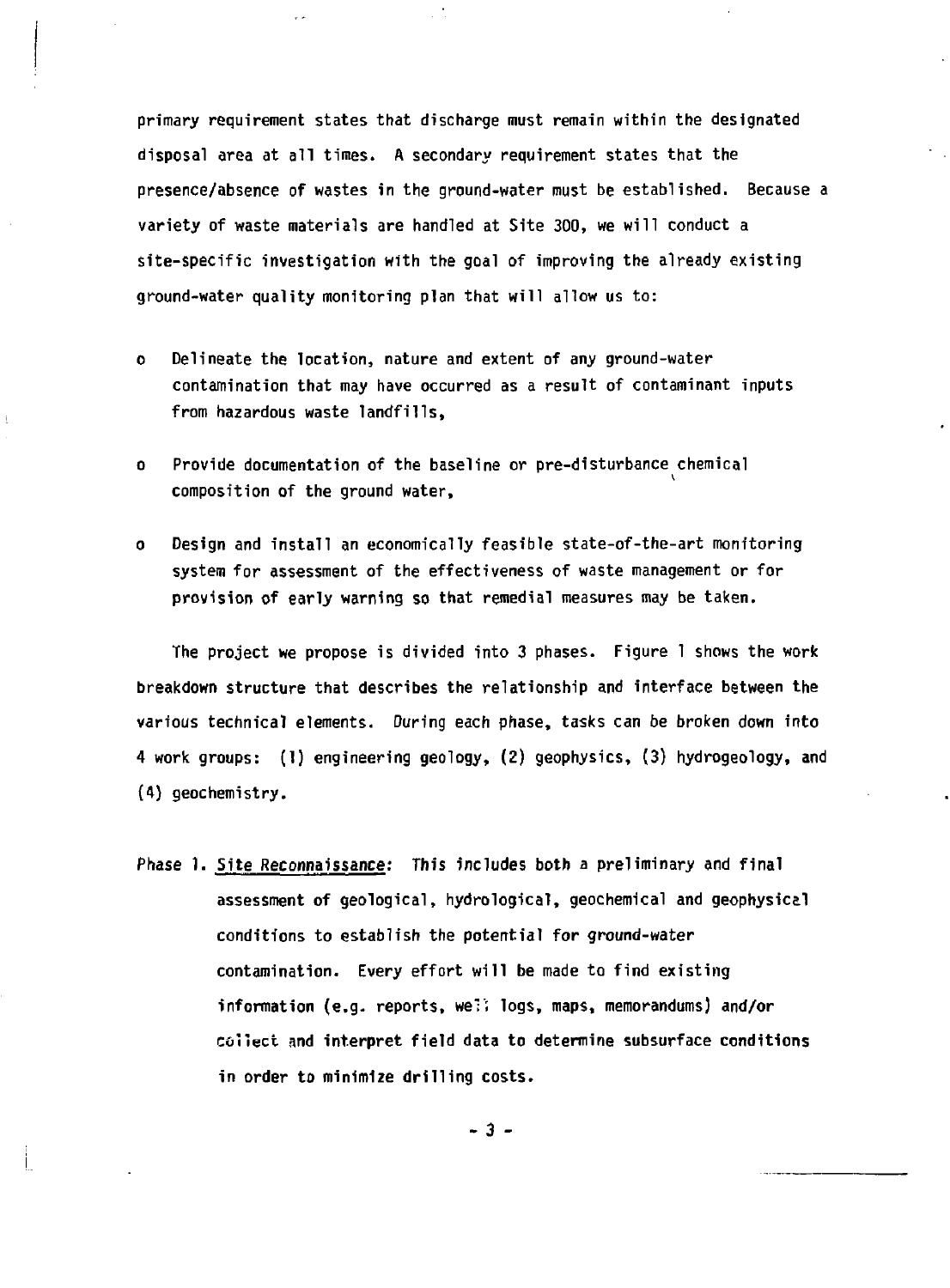primary requirement states that discharge must remain within the designated disposal area at all times. A secondary requirement states that the presence/absence of wastes in the ground-water must be established. Because a variety of waste materials are handled at Site 300, we will conduct a site-specific investigation with the goal of improving the already existing ground-water quality monitoring plan that will allow us to:

- Delineate the location, nature and extent of any ground-water contamination that may have occurred as a result of contaminant inputs from hazardous waste landfills,
- Provide documentation of the baseline or pre-disturbance chemical composition of the ground water,
- Design and install an economically feasible state-of-the-art monitoring system for assessment of the effectiveness of waste management or for provision of early warning so that remedial measures may be taken.

The project we propose is divided into 3 phases. Figure 1 shows the work breakdown structure that describes the relationship and interface between the various technical elements. During each phase, tasks can be broken down into 4 work groups: (1) engineering geology, (2) geophysics, (3) hydrogeology, and (4) geochemistry.

Phase 1. Site Reconnaissance: This includes both a preliminary and final assessment of geological, hydrological, geochemical and geophysical conditions to establish the potential for ground-water contamination. Every effort will be made to find existing information (e.g. reports, well logs, maps, memorandums) and/or collect and interpret field data to determine subsurface conditions in order to minimize drilling costs.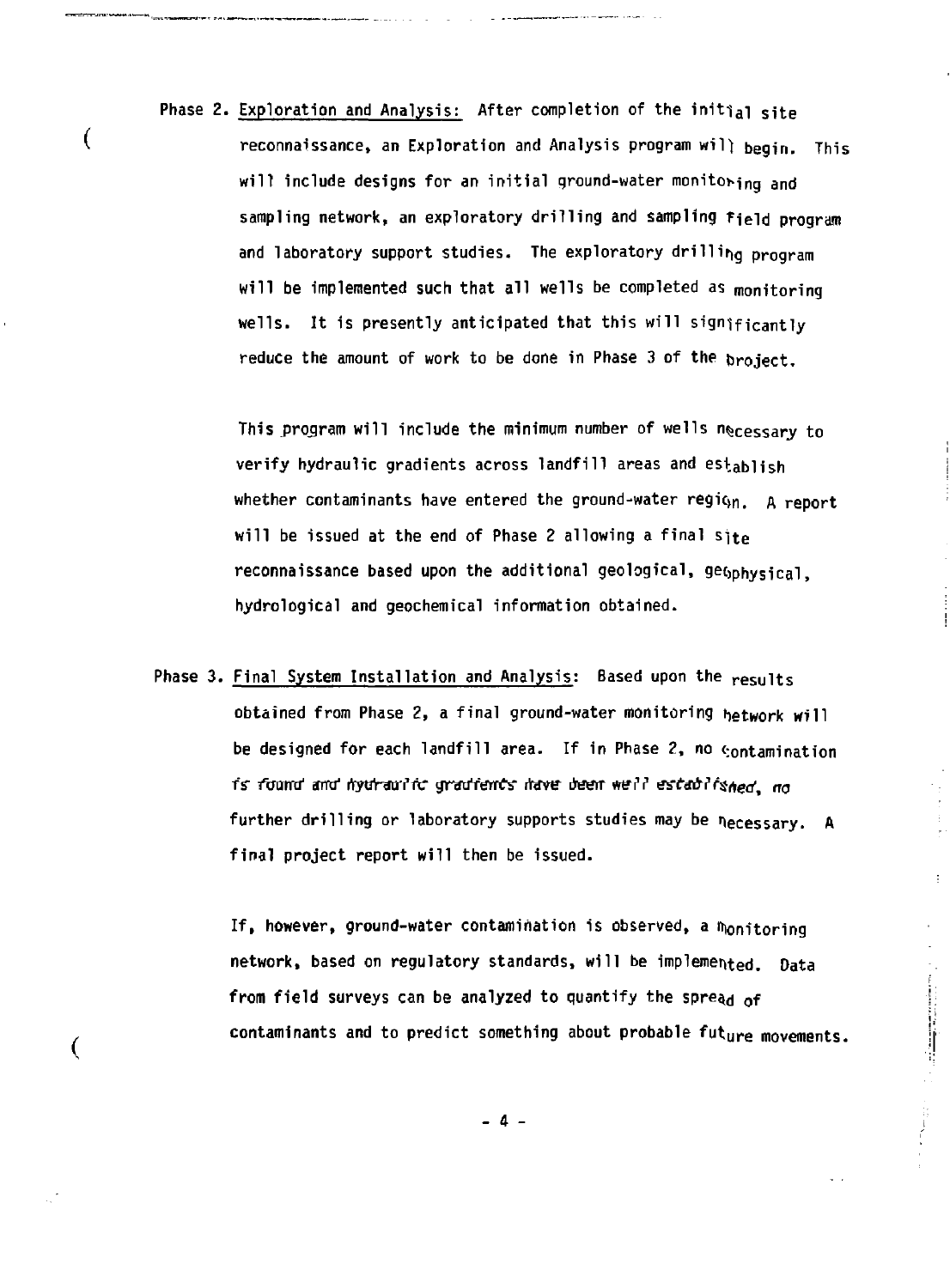Phase 2. Exploration and Analysis: After completion of the initial site reconnaissance, an Exploration and Analysis program will begin. This will include designs for an initial ground-water monitoring and sampling network, an exploratory drilling and sampling field program and laboratory support studies. The exploratory drilling program will be implemented such that all wells be completed as monitoring wells. It is presently anticipated that this will significantly reduce the amount of work to be done in Phase 3 of the project.

This program will include the minimum number of wells necessary to verify hydraulic gradients across landfill areas and establish whether contaminants have entered the ground-water region. A report will be issued at the end of Phase 2 allowing a final site reconnaissance based upon the additional geological, geophysical, hydrological and geochemical information obtained.

Phase 3. Final System Installation and Analysis: Based upon the results obtained from Phase 2, a final ground-water monitoring network will be designed for each landfill area. If in Phase 2, no contamination is found and hydraulic gradients have been well established, no further drilling or laboratory supports studies may be necessary. A final project report will then be issued.

If, however, ground-water contamination is observed, a monitoring network, based on regulatory standards, will be implemented. Data from field surveys can be analyzed to quantify the spread of contaminants and to predict something about probable future movements.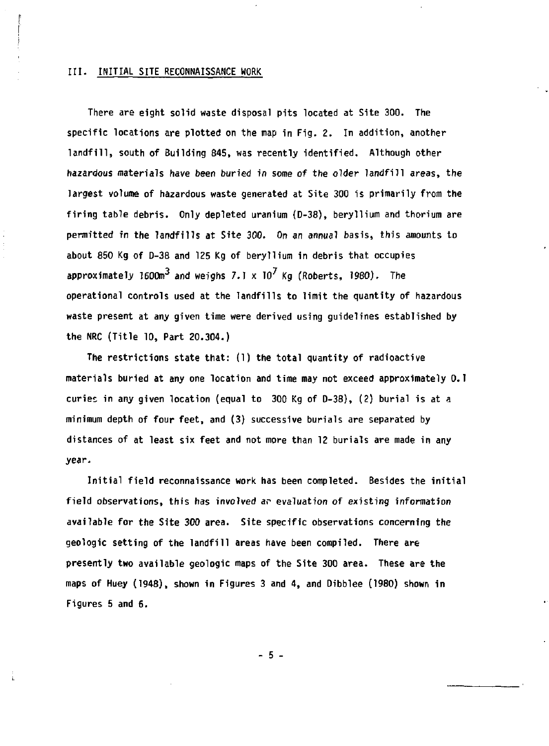## III. INITIAL SITE RECONNAISSANCE WORK

There are eight solid waste disposal pits located at Site 300. The specific locations are plotted on the map in Fig. 2. In addition, another landfill, south of Building 845, was recently identified. Although other hazardous materials have been buried in some of the older landfill areas, the largest volume of hazardous waste generated at Site 300 is primarily from the firing table debris. Only depleted uranium (D-38), beryllium and thorium are permitted in the landfills at Site 300. On an annual basis, this amounts to about 850 Kg of D-38 and 125 Kg of beryllium in debris that occupies approximately 1600m$^3$ and weighs $7.1 \times 10^7$ Kg (Roberts, 1980). The operational controls used at the landfills to limit the quantity of hazardous waste present at any given time were derived using guidelines established by the NRC (Title 10, Part 20.304.)

The restrictions state that: (1) the total quantity of radioactive materials buried at any one location and time may not exceed approximately 0.1 curies in any given location (equal to 300 Kg of D-38), (2) burial is at a minimum depth of four feet, and (3) successive burials are separated by distances of at least six feet and not more than 12 burials are made in any year.

Initial field reconnaissance work has been completed. Besides the initial field observations, this has involved an evaluation of existing information available for the Site 300 area. Site specific observations concerning the geologic setting of the landfill areas have been compiled. There are presently two available geologic maps of the Site 300 area. These are the maps of Huey (1948), shown in Figures 3 and 4, and Dibblee (1980) shown in Figures 5 and 6.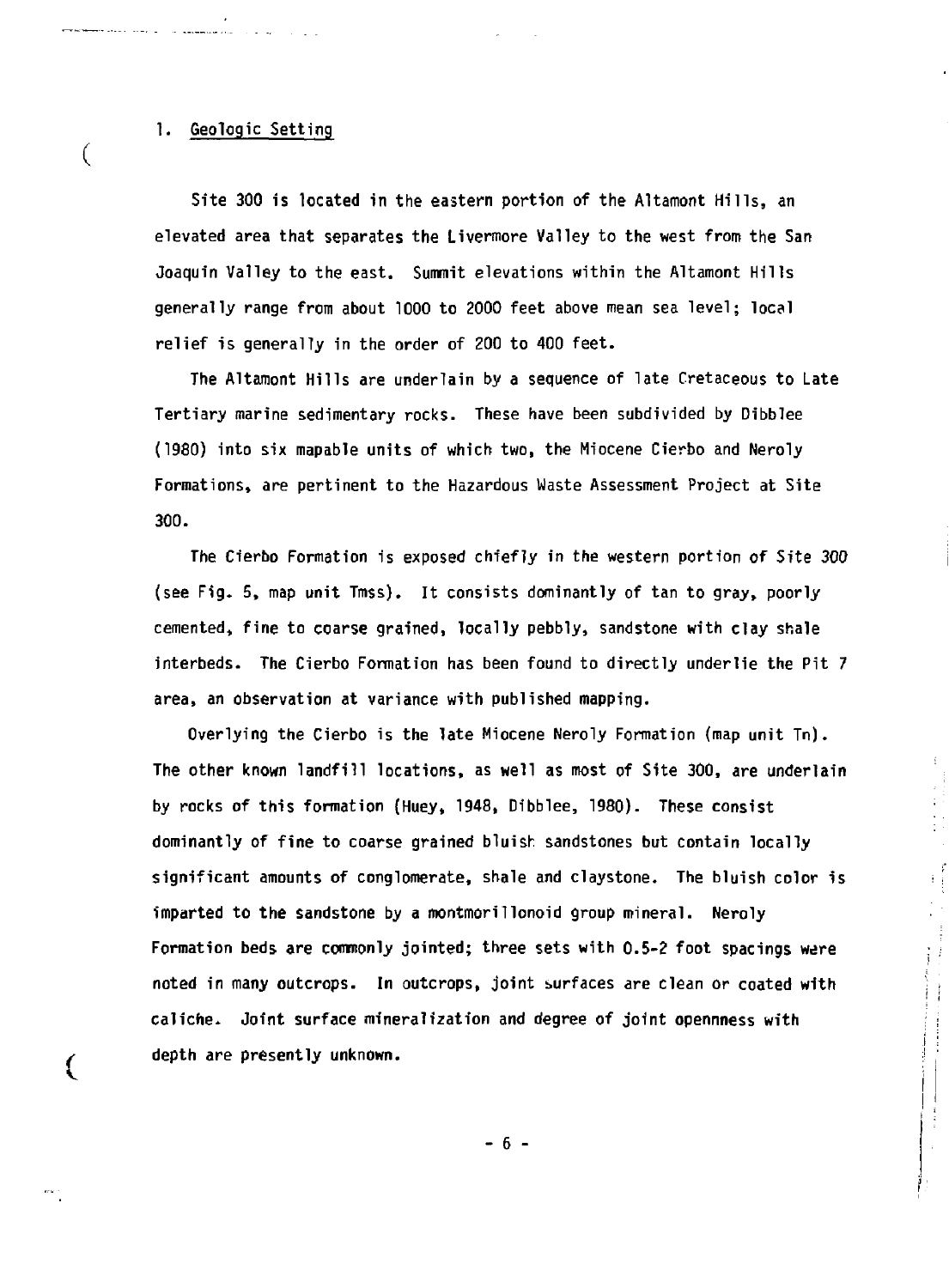## 1. Geologic Setting

Site 300 is located in the eastern portion of the Altamont Hills, an elevated area that separates the Livermore Valley to the west from the San Joaquin Valley to the east. Summit elevations within the Altamont Hills generally range from about 1000 to 2000 feet above mean sea level; local relief is generally in the order of 200 to 400 feet.

The Altamont Hills are underlain by a sequence of late Cretaceous to Late Tertiary marine sedimentary rocks. These have been subdivided by Dibblee (1980) into six mapable units of which two, the Miocene Cierbo and Neroly Formations, are pertinent to the Hazardous Waste Assessment Project at Site 300.

The Cierbo Formation is exposed chiefly in the western portion of Site 300 (see Fig. 5, map unit Tmss). It consists dominantly of tan to gray, poorly cemented, fine to coarse grained, locally pebbly, sandstone with clay shale interbeds. The Cierbo Formation has been found to directly underlie the Pit 7 area, an observation at variance with published mapping.

Overlying the Cierbo is the late Miocene Neroly Formation (map unit Tn). The other known landfill locations, as well as most of Site 300, are underlain by rocks of this formation (Huey, 1948, Dibblee, 1980). These consist dominantly of fine to coarse grained bluish sandstones but contain locally significant amounts of conglomerate, shale and claystone. The bluish color is imparted to the sandstone by a montmorillonoid group mineral. Neroly Formation beds are commonly jointed; three sets with 0.5-2 foot spacings were noted in many outcrops. In outcrops, joint surfaces are clean or coated with caliche. Joint surface mineralization and degree of joint opennness with depth are presently unknown.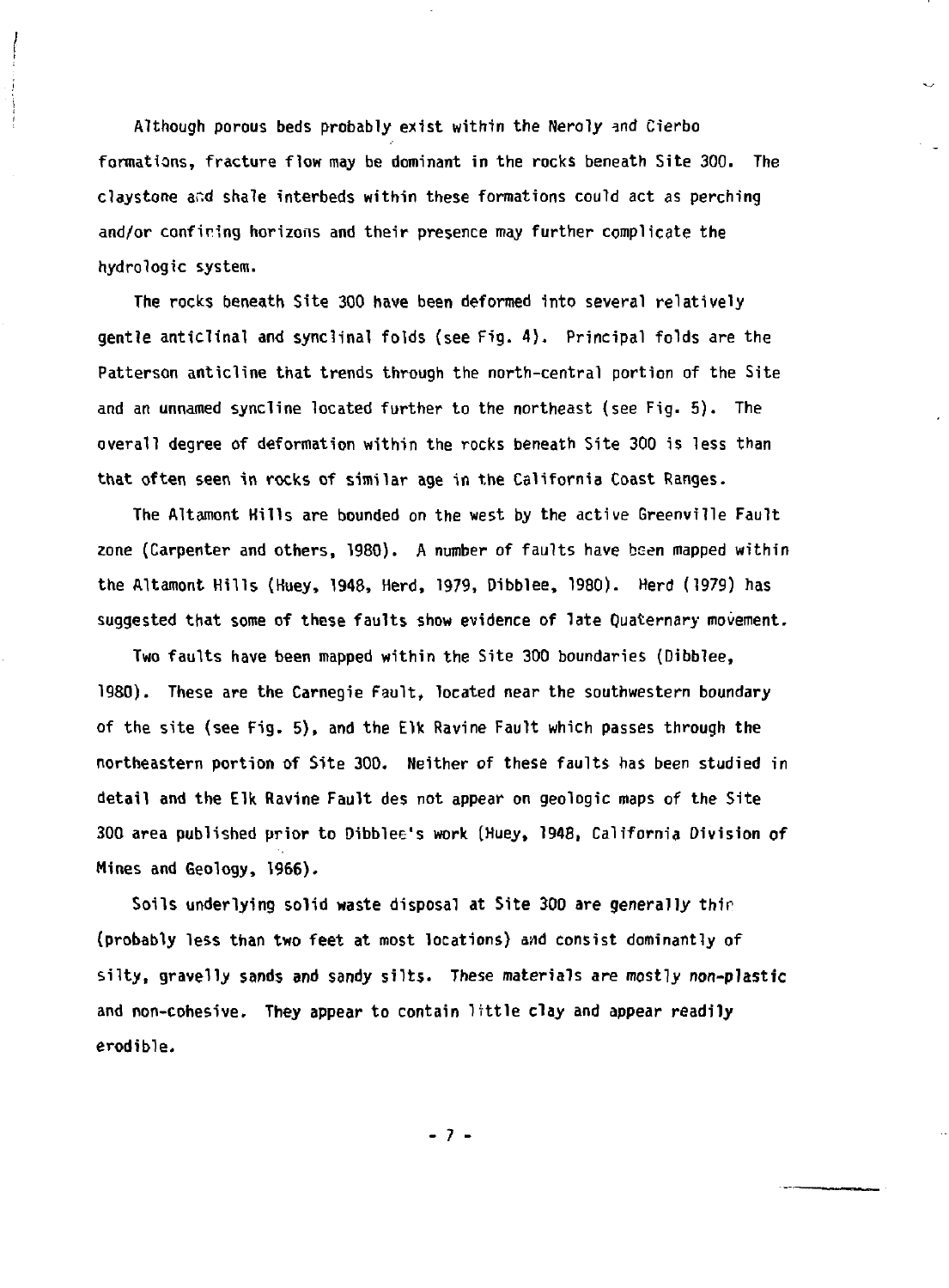Although porous beds probably exist within the Neroly and Cierbo formations, fracture flow may be dominant in the rocks beneath Site 300. The claystone and shale interbeds within these formations could act as perching and/or confining horizons and their presence may further complicate the hydrologic system.

The rocks beneath Site 300 have been deformed into several relatively gentle anticlinal and synclinal folds (see Fig. 4). Principal folds are the Patterson anticline that trends through the north-central portion of the Site and an unnamed syncline located further to the northeast (see Fig. 5). The overall degree of deformation within the rocks beneath Site 300 is less than that often seen in rocks of similar age in the California Coast Ranges.

The Altamont Hills are bounded on the west by the active Greenville Fault zone (Carpenter and others, 1980). A number of faults have been mapped within the Altamont Hills (Huey, 1948, Herd, 1979, Dibblee, 1980). Herd (1979) has suggested that some of these faults show evidence of late Quaternary movement.

Two faults have been mapped within the Site 300 boundaries (Dibblee, 1980). These are the Carnegie Fault, located near the southwestern boundary of the site (see Fig. 5), and the Elk Ravine Fault which passes through the northeastern portion of Site 300. Neither of these faults has been studied in detail and the Elk Ravine Fault des not appear on geologic maps of the Site 300 area published prior to Dibblee's work (Huey, 1948, California Division of Mines and Geology, 1966).

Soils underlying solid waste disposal at Site 300 are generally thin (probably less than two feet at most locations) and consist dominantly of silty, gravelly sands and sandy silts. These materials are mostly non-plastic and non-cohesive. They appear to contain little clay and appear readily erodible.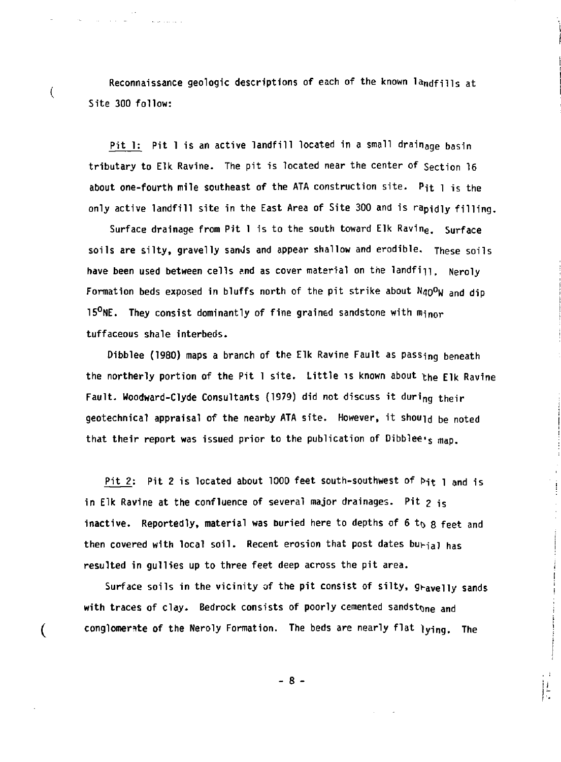Reconnaissance geologic descriptions of each of the known landfills at Site 300 follow:

Pit 1: Pit 1 is an active landfill located in a small drainage basin tributary to Elk Ravine. The pit is located near the center of Section 16 about one-fourth mile southeast of the ATA construction site. Pit 1 is the only active landfill site in the East Area of Site 300 and is rapidly filling.

Surface drainage from Pit 1 is to the south toward Elk Ravine. Surface soils are silty, gravelly sands and appear shallow and erodible. These soils have been used between cells and as cover material on the landfill. Neroly Formation beds exposed in bluffs north of the pit strike about N40°W and dip 15°NE. They consist dominantly of fine grained sandstone with minor tuffaceous shale interbeds.

Dibblee (1980) maps a branch of the Elk Ravine Fault as passing beneath the northerly portion of the Pit 1 site. Little is known about the Elk Ravine Fault. Woodward-Clyde Consultants (1979) did not discuss it during their geotechnical appraisal of the nearby ATA site. However, it should be noted that their report was issued prior to the publication of Dibblee's map.

Pit 2: Pit 2 is located about 1000 feet south-southwest of Pit 1 and is in Elk Ravine at the confluence of several major drainages. Pit 2 is inactive. Reportedly, material was buried here to depths of 6 to 8 feet and then covered with local soil. Recent erosion that post dates burial has resulted in gullies up to three feet deep across the pit area.

Surface soils in the vicinity of the pit consist of silty, gravelly sands with traces of clay. Bedrock consists of poorly cemented sandstone and conglomerate of the Neroly Formation. The beds are nearly flat lying. The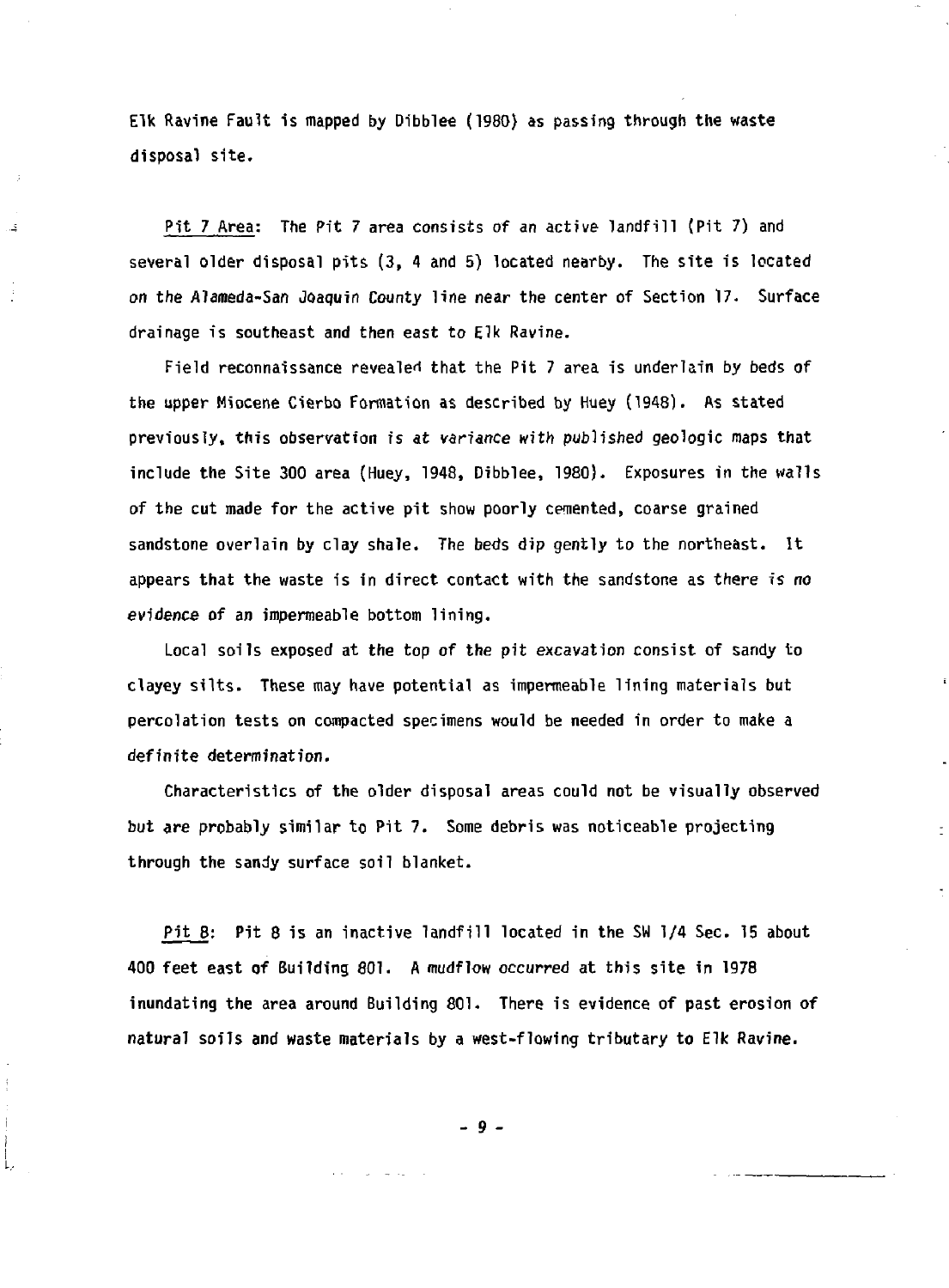Elk Ravine Fault is mapped by Dibblee (1980) as passing through the waste disposal site.

Pit 7 Area: The Pit 7 area consists of an active landfill (Pit 7) and several older disposal pits (3, 4 and 5) located nearby. The site is located on the Alameda-San Joaquin County line near the center of Section 17. Surface drainage is southeast and then east to Elk Ravine.

Field reconnaissance revealed that the Pit 7 area is underlain by beds of the upper Miocene Cierbo Formation as described by Huey (1948). As stated previously, this observation is at variance with published geologic maps that include the Site 300 area (Huey, 1948, Dibblee, 1980). Exposures in the walls of the cut made for the active pit show poorly cemented, coarse grained sandstone overlain by clay shale. The beds dip gently to the northeast. It appears that the waste is in direct contact with the sandstone as there is no evidence of an impermeable bottom lining.

Local soils exposed at the top of the pit excavation consist of sandy to clayey silts. These may have potential as impermeable lining materials but percolation tests on compacted specimens would be needed in order to make a definite determination.

Characteristics of the older disposal areas could not be visually observed but are probably similar to Pit 7. Some debris was noticeable projecting through the sandy surface soil blanket.

Pit 8: Pit 8 is an inactive landfill located in the SW 1/4 Sec. 15 about 400 feet east of Building 801. A mudflow occurred at this site in 1978 inundating the area around Building 801. There is evidence of past erosion of natural soils and waste materials by a west-flowing tributary to Elk Ravine.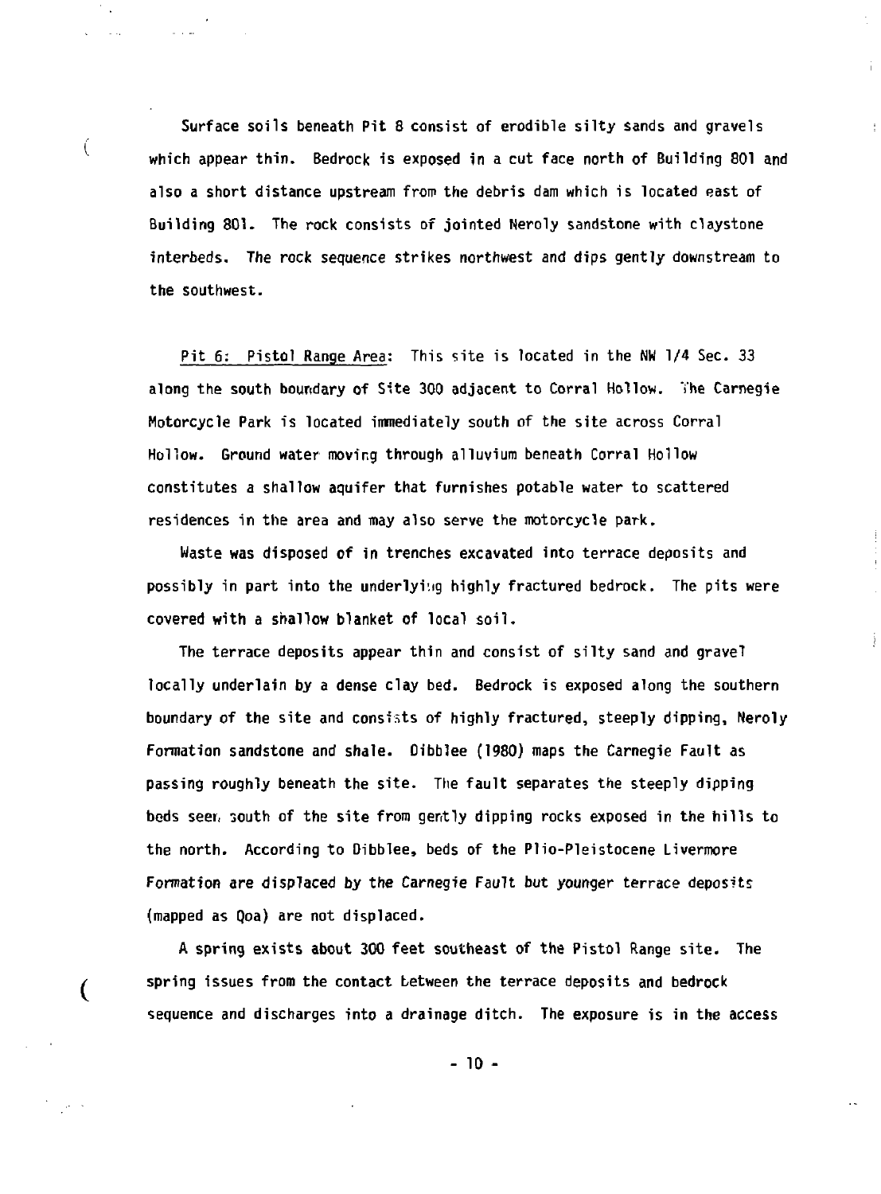Surface soils beneath Pit 8 consist of erodible silty sands and gravels which appear thin. Bedrock is exposed in a cut face north of Building 801 and also a short distance upstream from the debris dam which is located east of Building 801. The rock consists of jointed Neroly sandstone with claystone interbeds. The rock sequence strikes northwest and dips gently downstream to the southwest.

Pit 6: Pistol Range Area: This site is located in the NW 1/4 Sec. 33 along the south boundary of Site 300 adjacent to Corral Hollow. The Carnegie Motorcycle Park is located immediately south of the site across Corral Hollow. Ground water moving through alluvium beneath Corral Hollow constitutes a shallow aquifer that furnishes potable water to scattered residences in the area and may also serve the motorcycle park.

Waste was disposed of in trenches excavated into terrace deposits and possibly in part into the underlying highly fractured bedrock. The pits were covered with a shallow blanket of local soil.

The terrace deposits appear thin and consist of silty sand and gravel locally underlain by a dense clay bed. Bedrock is exposed along the southern boundary of the site and consists of highly fractured, steeply dipping, Neroly Formation sandstone and shale. Dibblee (1980) maps the Carnegie Fault as passing roughly beneath the site. The fault separates the steeply dipping beds seen south of the site from gently dipping rocks exposed in the hills to the north. According to Dibblee, beds of the Plio-Pleistocene Livermore Formation are displaced by the Carnegie Fault but younger terrace deposits (mapped as Qoa) are not displaced.

A spring exists about 300 feet southeast of the Pistol Range site. The spring issues from the contact between the terrace deposits and bedrock sequence and discharges into a drainage ditch. The exposure is in the access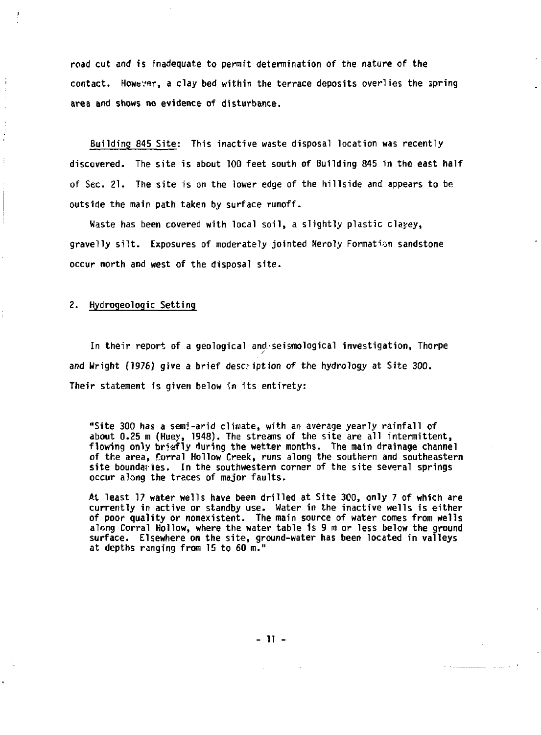road cut and is inadequate to permit determination of the nature of the contact. However, a clay bed within the terrace deposits overlies the spring area and shows no evidence of disturbance.

Building 845 Site: This inactive waste disposal location was recently discovered. The site is about 100 feet south of Building 845 in the east half of Sec. 21. The site is on the lower edge of the hillside and appears to be outside the main path taken by surface runoff.

Waste has been covered with local soil, a slightly plastic clayey, gravelly silt. Exposures of moderately jointed Neroly Formation sandstone occur north and west of the disposal site.

## 2. Hydrogeologic Setting

In their report of a geological and seismological investigation, Thorpe and Wright (1976) give a brief description of the hydrology at Site 300. Their statement is given below in its entirety:

> "Site 300 has a semi-arid climate, with an average yearly rainfall of about 0.25 m (Huey, 1948). The streams of the site are all intermittent, flowing only briefly during the wetter months. The main drainage channel of the area, Corral Hollow Creek, runs along the southern and southeastern site boundaries. In the southwestern corner of the site several springs occur along the traces of major faults.
>
> At least 17 water wells have been drilled at Site 300, only 7 of which are currently in active or standby use. Water in the inactive wells is either of poor quality or nonexistent. The main source of water comes from wells along Corral Hollow, where the water table is 9 m or less below the ground surface. Elsewhere on the site, ground-water has been located in valleys at depths ranging from 15 to 60 m."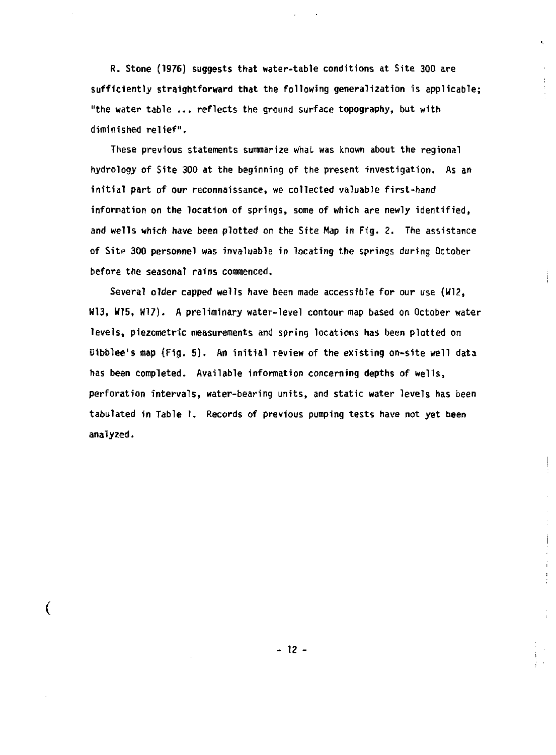R. Stone (1976) suggests that water-table conditions at Site 300 are sufficiently straightforward that the following generalization is applicable; "the water table ... reflects the ground surface topography, but with diminished relief".

These previous statements summarize what was known about the regional hydrology of Site 300 at the beginning of the present investigation. As an initial part of our reconnaissance, we collected valuable first-hand information on the location of springs, some of which are newly identified, and wells which have been plotted on the Site Map in Fig. 2. The assistance of Site 300 personnel was invaluable in locating the springs during October before the seasonal rains commenced.

Several older capped wells have been made accessible for our use (W12, W13, W15, W17). A preliminary water-level contour map based on October water levels, piezometric measurements and spring locations has been plotted on Dibblee's map (Fig. 5). An initial review of the existing on-site well data has been completed. Available information concerning depths of wells, perforation intervals, water-bearing units, and static water levels has been tabulated in Table 1. Records of previous pumping tests have not yet been analyzed.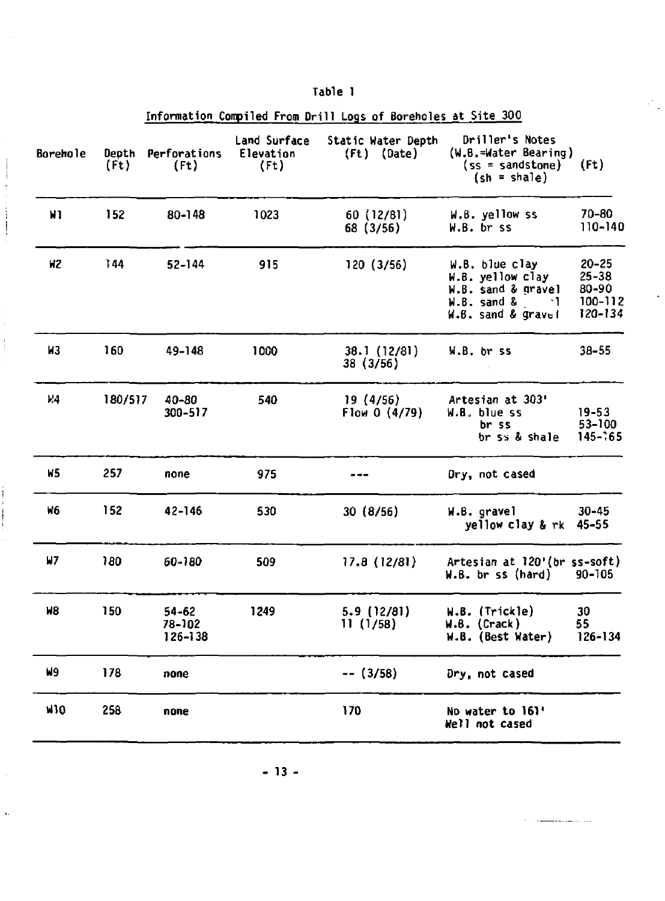# Table 1

## Information Compiled From Drill Logs of Boreholes at Site 300

| Borehole | Depth (Ft) | Perforations (Ft) | Land Surface Elevation (Ft) | Static Water Depth (Ft) (Date) | Driller's Notes (W.B.=Water Bearing) (ss = sandstone) (sh = shale) | (Ft) |
|---|---|---|---|---|---|---|
| W1 | 152 | 80-148 | 1023 | 60 (12/81)<br>68 (3/56) | W.B. yellow ss<br>W.B. br ss | 70-80<br>110-140 |
| W2 | 144 | 52-144 | 915 | 120 (3/56) | W.B. blue clay<br>W.B. yellow clay<br>W.B. sand & gravel<br>W.B. sand & 1<br>W.B. sand & gravel | 20-25<br>25-38<br>80-90<br>100-112<br>120-134 |
| W3 | 160 | 49-148 | 1000 | 38.1 (12/81)<br>38 (3/56) | W.B. br ss | 38-55 |
| W4 | 180/517 | 40-80<br>300-517 | 540 | 19 (4/56)<br>Flow 0 (4/79) | Artesian at 303'<br>W.B. blue ss<br>br ss<br>br ss & shale | <br>19-53<br>53-100<br>145-165 |
| W5 | 257 | none | 975 | --- | Dry, not cased | |
| W6 | 152 | 42-146 | 530 | 30 (8/56) | W.B. gravel<br>yellow clay & rk | 30-45<br>45-55 |
| W7 | 180 | 60-180 | 509 | 17.8 (12/81) | Artesian at 120'(br ss-soft)<br>W.B. br ss (hard) | <br>90-105 |
| W8 | 150 | 54-62<br>78-102<br>126-138 | 1249 | 5.9 (12/81)<br>11 (1/58) | W.B. (Trickle)<br>W.B. (Crack)<br>W.B. (Best Water) | 30<br>55<br>126-134 |
| W9 | 178 | none | | -- (3/58) | Dry, not cased | |
| W10 | 258 | none | | 170 | No water to 161'<br>Well not cased | |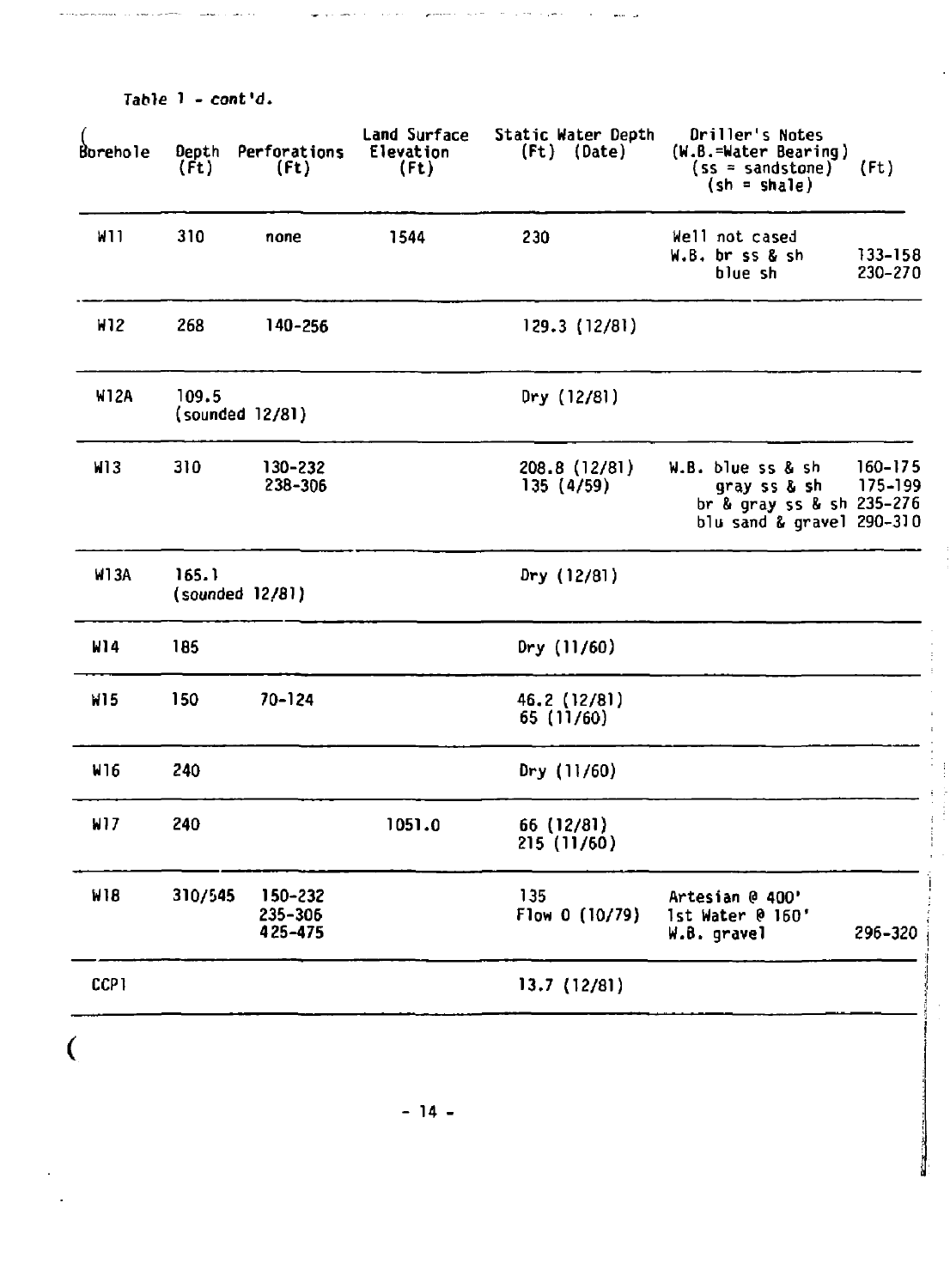*Table 1 - cont'd.*

| Borehole | Depth (Ft) | Perforations (Ft) | Land Surface Elevation (Ft) | Static Water Depth (Ft) (Date) | Driller's Notes (W.B.=Water Bearing) (ss = sandstone) (sh = shale) | (Ft) |
|---|---|---|---|---|---|---|
| W11 | 310 | none | 1544 | 230 | Well not cased<br>W.B. br ss & sh<br>blue sh | <br>133-158<br>230-270 |
| W12 | 268 | 140-256 | | 129.3 (12/81) | | |
| W12A | 109.5 (sounded 12/81) | | | Dry (12/81) | | |
| W13 | 310 | 130-232<br>238-306 | | 208.8 (12/81)<br>135 (4/59) | W.B. blue ss & sh<br>gray ss & sh<br>br & gray ss & sh<br>blu sand & gravel | 160-175<br>175-199<br>235-276<br>290-310 |
| W13A | 165.1 (sounded 12/81) | | | Dry (12/81) | | |
| W14 | 185 | | | Dry (11/60) | | |
| W15 | 150 | 70-124 | | 46.2 (12/81)<br>65 (11/60) | | |
| W16 | 240 | | | Dry (11/60) | | |
| W17 | 240 | | 1051.0 | 66 (12/81)<br>215 (11/60) | | |
| W18 | 310/545 | 150-232<br>235-306<br>425-475 | | 135<br>Flow 0 (10/79) | Artesian @ 400'<br>1st Water @ 160'<br>W.B. gravel | <br><br>296-320 |
| CCP1 | | | | 13.7 (12/81) | | |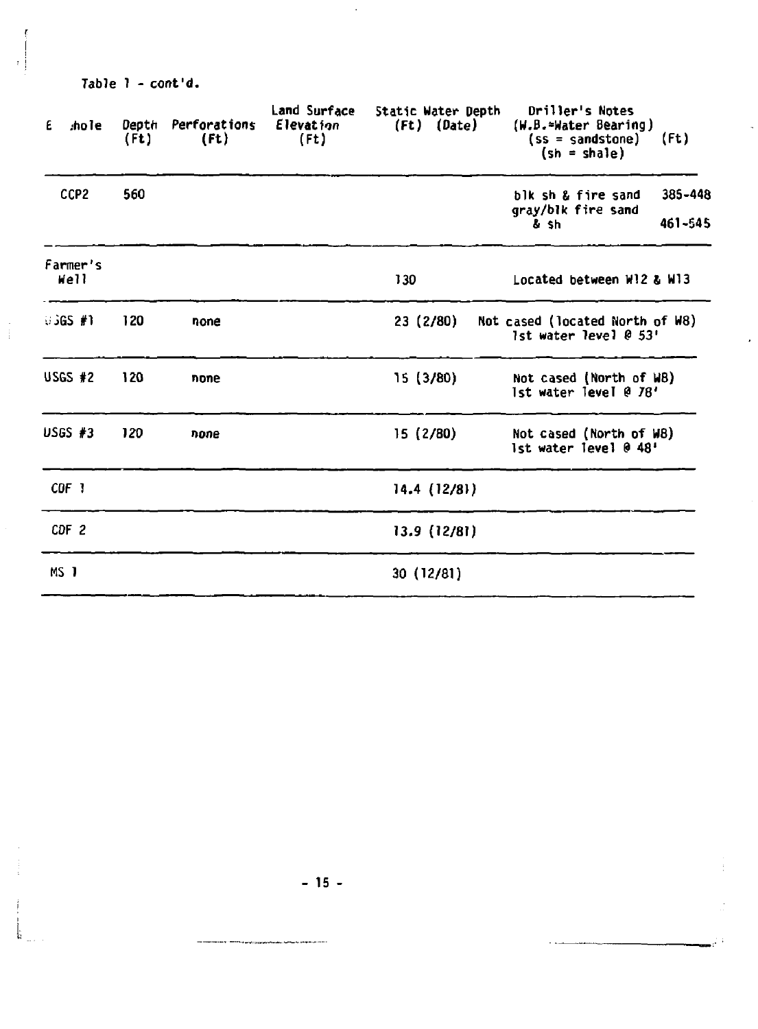Table 1 - cont'd.

| Borehole | Depth (Ft) | Perforations (Ft) | Land Surface Elevation (Ft) | Static Water Depth (Ft) (Date) | Driller's Notes (W.B.=Water Bearing) (ss = sandstone) (sh = shale) | (Ft) |
|---|---|---|---|---|---|---|
| CCP2 | 560 | | | | blk sh & fire sand | 385-448 |
| | | | | | gray/blk fire sand & sh | 461-545 |
| Farmer's Well | | | | 130 | Located between W12 & W13 | |
| USGS #1 | 120 | none | | 23 (2/80) | Not cased (located North of W8) 1st water level @ 53' | |
| USGS #2 | 120 | none | | 15 (3/80) | Not cased (North of W8) 1st water level @ 78' | |
| USGS #3 | 120 | none | | 15 (2/80) | Not cased (North of W8) 1st water level @ 48' | |
| CDF 1 | | | | 14.4 (12/81) | | |
| CDF 2 | | | | 13.9 (12/81) | | |
| MS 1 | | | | 30 (12/81) | | |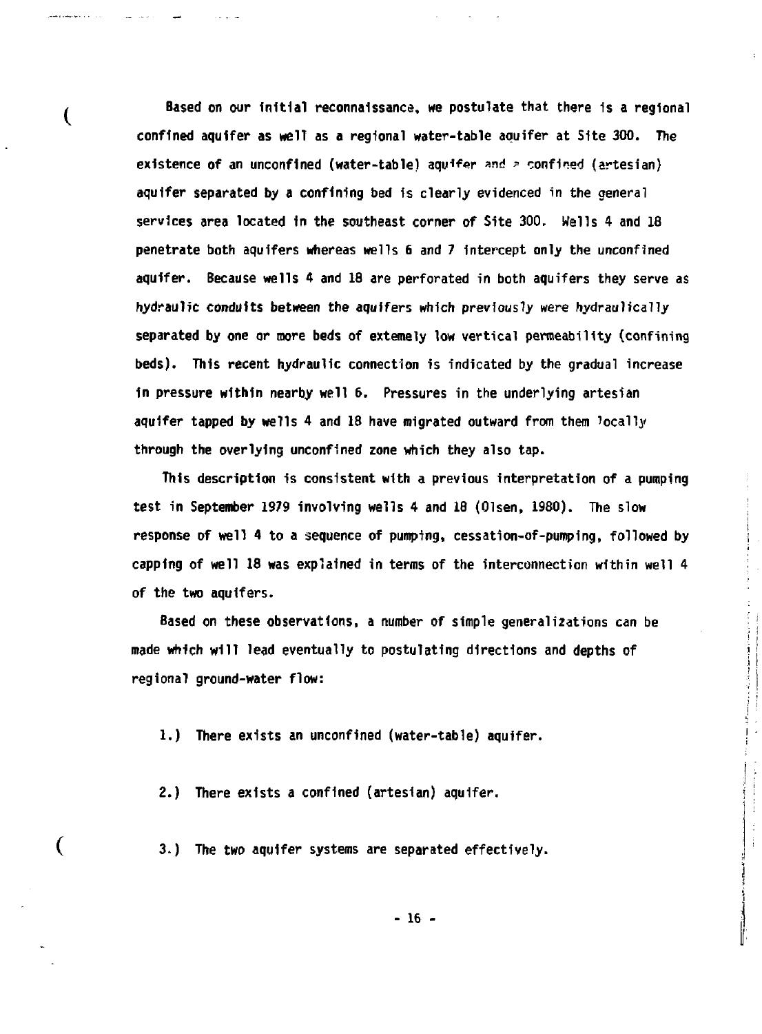Based on our initial reconnaissance, we postulate that there is a regional confined aquifer as well as a regional water-table aquifer at Site 300. The existence of an unconfined (water-table) aquifer and a confined (artesian) aquifer separated by a confining bed is clearly evidenced in the general services area located in the southeast corner of Site 300. Wells 4 and 18 penetrate both aquifers whereas wells 6 and 7 intercept only the unconfined aquifer. Because wells 4 and 18 are perforated in both aquifers they serve as hydraulic conduits between the aquifers which previously were hydraulically separated by one or more beds of extemely low vertical permeability (confining beds). This recent hydraulic connection is indicated by the gradual increase in pressure within nearby well 6. Pressures in the underlying artesian aquifer tapped by wells 4 and 18 have migrated outward from them locally through the overlying unconfined zone which they also tap.

This description is consistent with a previous interpretation of a pumping test in September 1979 involving wells 4 and 18 (Olsen, 1980). The slow response of well 4 to a sequence of pumping, cessation-of-pumping, followed by capping of well 18 was explained in terms of the interconnection within well 4 of the two aquifers.

Based on these observations, a number of simple generalizations can be made which will lead eventually to postulating directions and depths of regional ground-water flow:

1.) There exists an unconfined (water-table) aquifer.

2.) There exists a confined (artesian) aquifer.

3.) The two aquifer systems are separated effectively.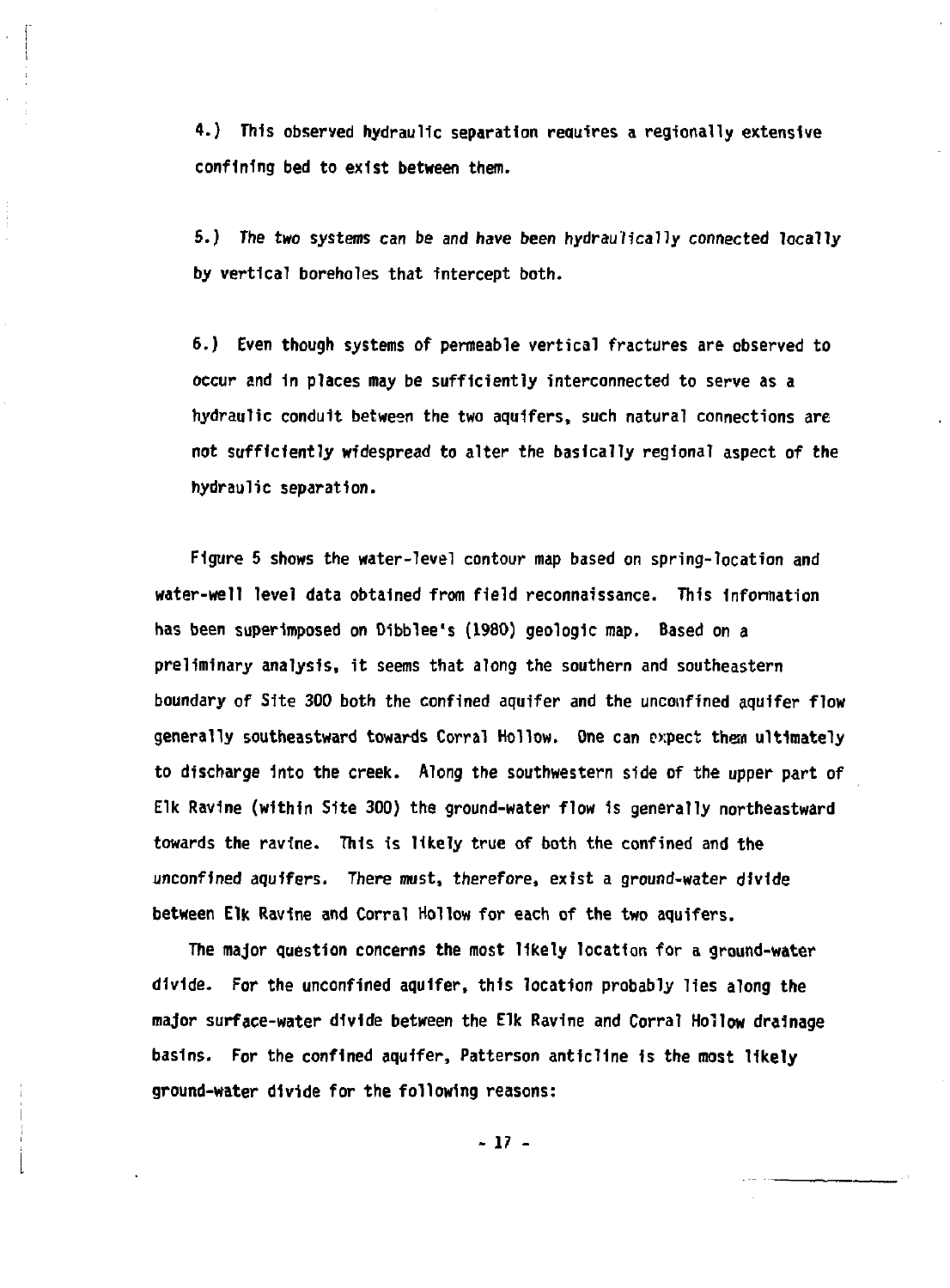4.) This observed hydraulic separation requires a regionally extensive confining bed to exist between them.

5.) The two systems can be and have been hydraulically connected locally by vertical boreholes that intercept both.

6.) Even though systems of permeable vertical fractures are observed to occur and in places may be sufficiently interconnected to serve as a hydraulic conduit between the two aquifers, such natural connections are not sufficiently widespread to alter the basically regional aspect of the hydraulic separation.

Figure 5 shows the water-level contour map based on spring-location and water-well level data obtained from field reconnaissance. This information has been superimposed on Dibblee's (1980) geologic map. Based on a preliminary analysis, it seems that along the southern and southeastern boundary of Site 300 both the confined aquifer and the unconfined aquifer flow generally southeastward towards Corral Hollow. One can expect them ultimately to discharge into the creek. Along the southwestern side of the upper part of Elk Ravine (within Site 300) the ground-water flow is generally northeastward towards the ravine. This is likely true of both the confined and the unconfined aquifers. There must, therefore, exist a ground-water divide between Elk Ravine and Corral Hollow for each of the two aquifers.

The major question concerns the most likely location for a ground-water divide. For the unconfined aquifer, this location probably lies along the major surface-water divide between the Elk Ravine and Corral Hollow drainage basins. For the confined aquifer, Patterson anticline is the most likely ground-water divide for the following reasons: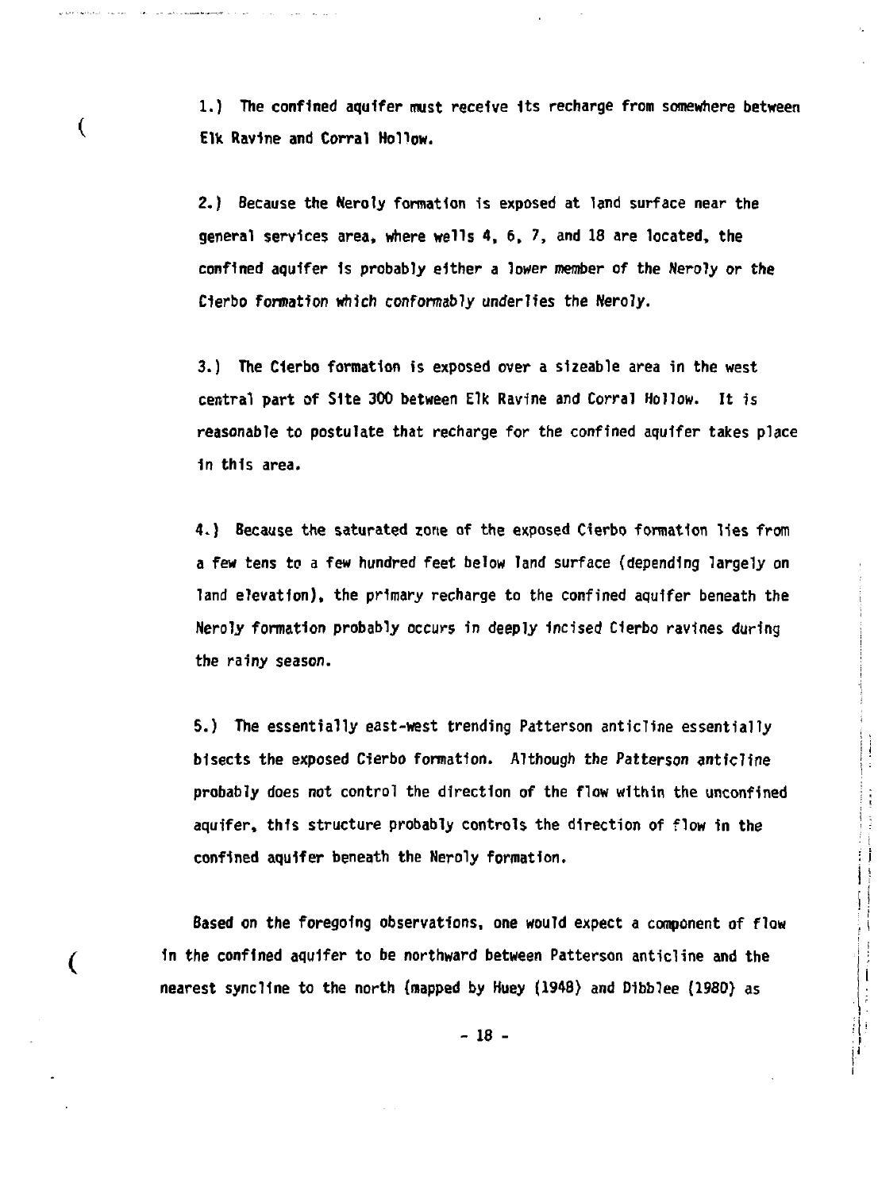1.) The confined aquifer must receive its recharge from somewhere between Elk Ravine and Corral Hollow.

2.) Because the Neroly formation is exposed at land surface near the general services area, where wells 4, 6, 7, and 18 are located, the confined aquifer is probably either a lower member of the Neroly or the Cierbo formation which conformably underlies the Neroly.

3.) The Cierbo formation is exposed over a sizeable area in the west central part of Site 300 between Elk Ravine and Corral Hollow. It is reasonable to postulate that recharge for the confined aquifer takes place in this area.

4.) Because the saturated zone of the exposed Cierbo formation lies from a few tens to a few hundred feet below land surface (depending largely on land elevation), the primary recharge to the confined aquifer beneath the Neroly formation probably occurs in deeply incised Cierbo ravines during the rainy season.

5.) The essentially east-west trending Patterson anticline essentially bisects the exposed Cierbo formation. Although the Patterson anticline probably does not control the direction of the flow within the unconfined aquifer, this structure probably controls the direction of flow in the confined aquifer beneath the Neroly formation.

Based on the foregoing observations, one would expect a component of flow in the confined aquifer to be northward between Patterson anticline and the nearest syncline to the north (mapped by Huey (1948) and Dibblee (1980) as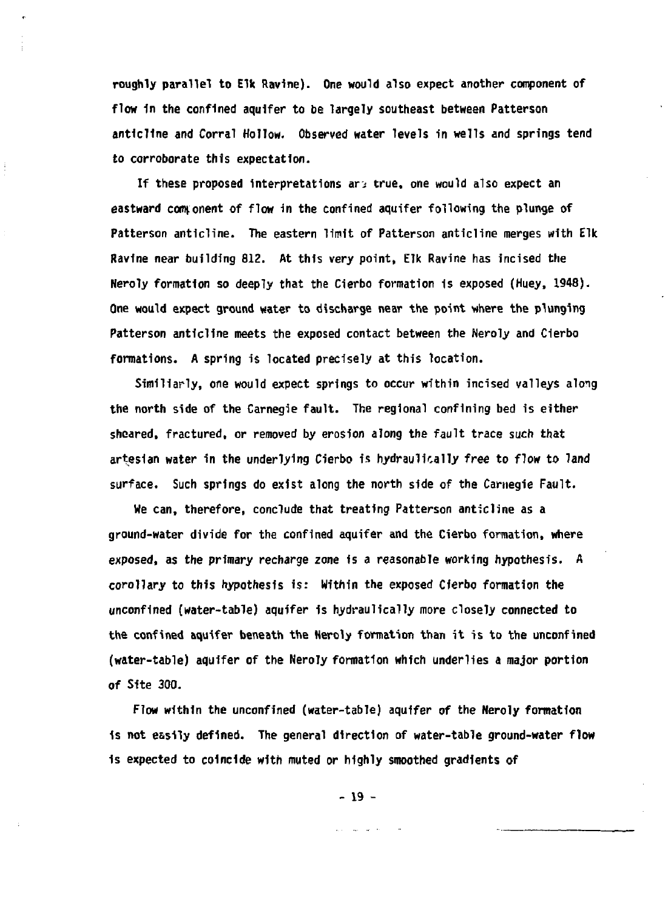roughly parallel to Elk Ravine). One would also expect another component of flow in the confined aquifer to be largely southeast between Patterson anticline and Corral Hollow. Observed water levels in wells and springs tend to corroborate this expectation.

If these proposed interpretations are true, one would also expect an eastward component of flow in the confined aquifer following the plunge of Patterson anticline. The eastern limit of Patterson anticline merges with Elk Ravine near building 812. At this very point, Elk Ravine has incised the Neroly formation so deeply that the Cierbo formation is exposed (Huey, 1948). One would expect ground water to discharge near the point where the plunging Patterson anticline meets the exposed contact between the Neroly and Cierbo formations. A spring is located precisely at this location.

Similiarly, one would expect springs to occur within incised valleys along the north side of the Carnegie fault. The regional confining bed is either sheared, fractured, or removed by erosion along the fault trace such that artesian water in the underlying Cierbo is hydraulically free to flow to land surface. Such springs do exist along the north side of the Carnegie Fault.

We can, therefore, conclude that treating Patterson anticline as a ground-water divide for the confined aquifer and the Cierbo formation, where exposed, as the primary recharge zone is a reasonable working hypothesis. A corollary to this hypothesis is: Within the exposed Cierbo formation the unconfined (water-table) aquifer is hydraulically more closely connected to the confined aquifer beneath the Neroly formation than it is to the unconfined (water-table) aquifer of the Neroly formation which underlies a major portion of Site 300.

Flow within the unconfined (water-table) aquifer of the Neroly formation is not easily defined. The general direction of water-table ground-water flow is expected to coincide with muted or highly smoothed gradients of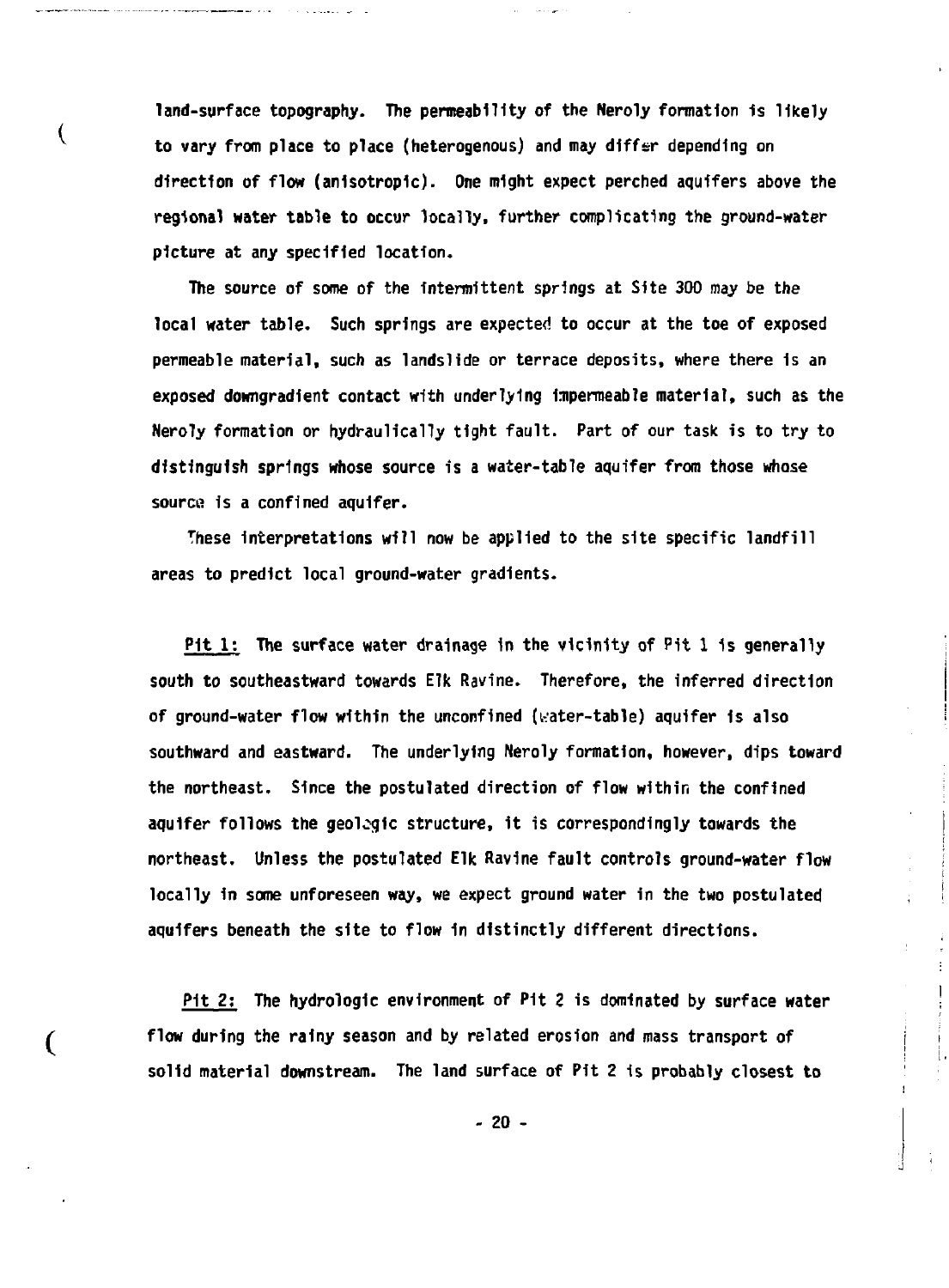land-surface topography. The permeability of the Neroly formation is likely to vary from place to place (heterogenous) and may differ depending on direction of flow (anisotropic). One might expect perched aquifers above the regional water table to occur locally, further complicating the ground-water picture at any specified location.

The source of some of the intermittent springs at Site 300 may be the local water table. Such springs are expected to occur at the toe of exposed permeable material, such as landslide or terrace deposits, where there is an exposed downgradient contact with underlying impermeable material, such as the Neroly formation or hydraulically tight fault. Part of our task is to try to distinguish springs whose source is a water-table aquifer from those whose source is a confined aquifer.

These interpretations will now be applied to the site specific landfill areas to predict local ground-water gradients.

Pit 1: The surface water drainage in the vicinity of Pit 1 is generally south to southeastward towards Elk Ravine. Therefore, the inferred direction of ground-water flow within the unconfined (water-table) aquifer is also southward and eastward. The underlying Neroly formation, however, dips toward the northeast. Since the postulated direction of flow within the confined aquifer follows the geologic structure, it is correspondingly towards the northeast. Unless the postulated Elk Ravine fault controls ground-water flow locally in some unforeseen way, we expect ground water in the two postulated aquifers beneath the site to flow in distinctly different directions.

Pit 2: The hydrologic environment of Pit 2 is dominated by surface water flow during the rainy season and by related erosion and mass transport of solid material downstream. The land surface of Pit 2 is probably closest to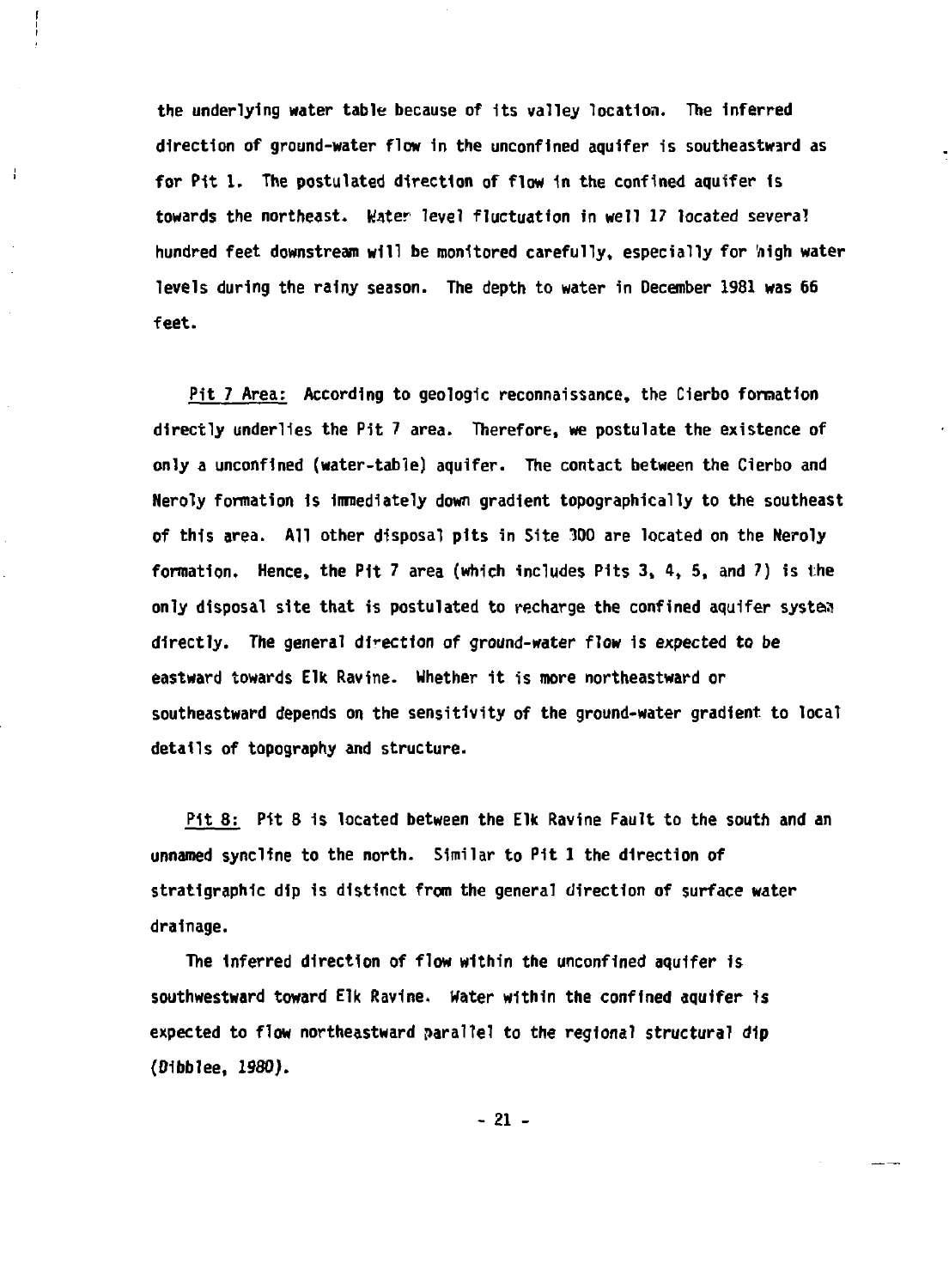the underlying water table because of its valley location. The inferred direction of ground-water flow in the unconfined aquifer is southeastward as for Pit 1. The postulated direction of flow in the confined aquifer is towards the northeast. Water level fluctuation in well 17 located several hundred feet downstream will be monitored carefully, especially for high water levels during the rainy season. The depth to water in December 1981 was 66 feet.

<u>Pit 7 Area:</u> According to geologic reconnaissance, the Cierbo formation directly underlies the Pit 7 area. Therefore, we postulate the existence of only a unconfined (water-table) aquifer. The contact between the Cierbo and Neroly formation is immediately down gradient topographically to the southeast of this area. All other disposal pits in Site 300 are located on the Neroly formation. Hence, the Pit 7 area (which includes Pits 3, 4, 5, and 7) is the only disposal site that is postulated to recharge the confined aquifer system directly. The general direction of ground-water flow is expected to be eastward towards Elk Ravine. Whether it is more northeastward or southeastward depends on the sensitivity of the ground-water gradient to local details of topography and structure.

<u>Pit 8:</u> Pit 8 is located between the Elk Ravine Fault to the south and an unnamed syncline to the north. Similar to Pit 1 the direction of stratigraphic dip is distinct from the general direction of surface water drainage.

The inferred direction of flow within the unconfined aquifer is southwestward toward Elk Ravine. Water within the confined aquifer is expected to flow northeastward parallel to the regional structural dip (Dibblee, 1980).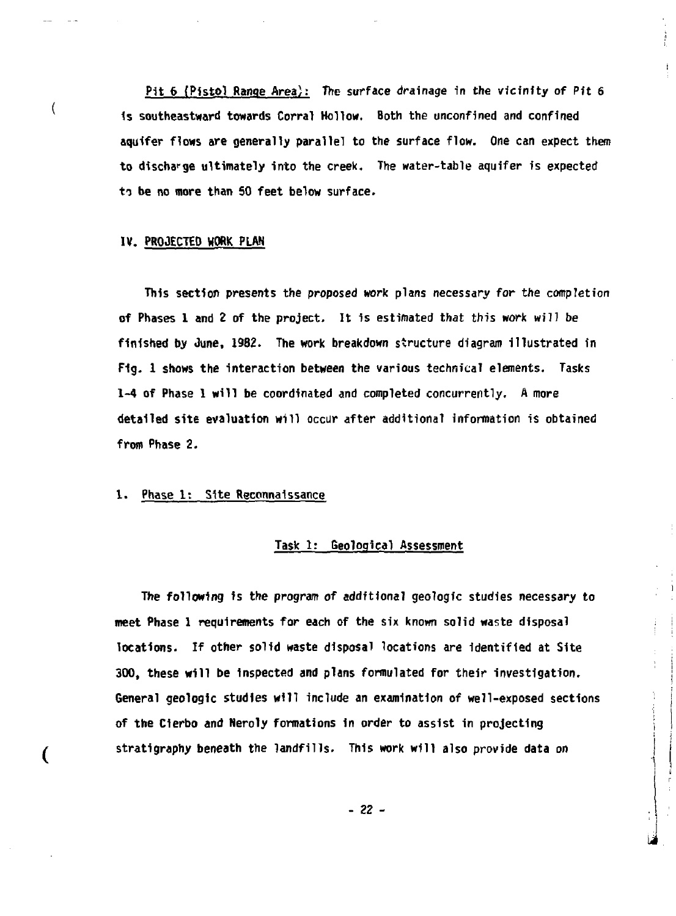Pit 6 (Pistol Range Area): The surface drainage in the vicinity of Pit 6 is southeastward towards Corral Hollow. Both the unconfined and confined aquifer flows are generally parallel to the surface flow. One can expect them to discharge ultimately into the creek. The water-table aquifer is expected to be no more than 50 feet below surface.

## IV. PROJECTED WORK PLAN

This section presents the proposed work plans necessary for the completion of Phases 1 and 2 of the project. It is estimated that this work will be finished by June, 1982. The work breakdown structure diagram illustrated in Fig. 1 shows the interaction between the various technical elements. Tasks 1-4 of Phase 1 will be coordinated and completed concurrently. A more detailed site evaluation will occur after additional information is obtained from Phase 2.

### 1. Phase 1: Site Reconnaissance

#### Task 1: Geological Assessment

The following is the program of additional geologic studies necessary to meet Phase 1 requirements for each of the six known solid waste disposal locations. If other solid waste disposal locations are identified at Site 300, these will be inspected and plans formulated for their investigation. General geologic studies will include an examination of well-exposed sections of the Cierbo and Neroly formations in order to assist in projecting stratigraphy beneath the landfills. This work will also provide data on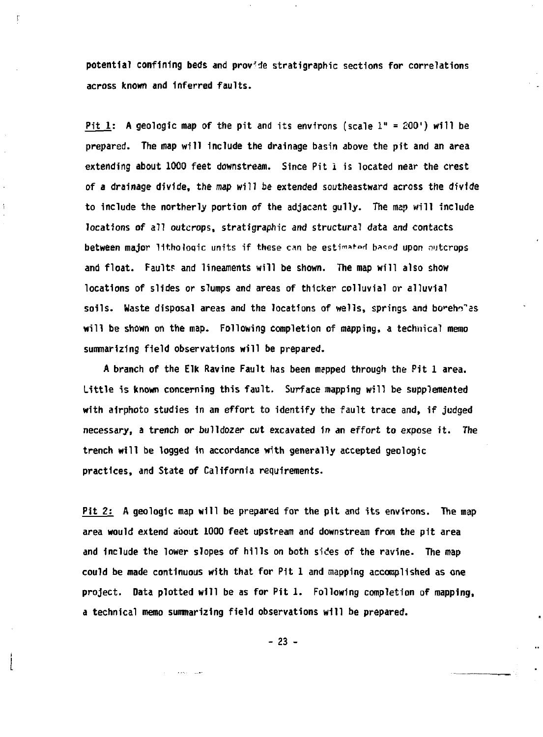potential confining beds and provide stratigraphic sections for correlations across known and inferred faults.

Pit 1: A geologic map of the pit and its environs (scale 1" = 200') will be prepared. The map will include the drainage basin above the pit and an area extending about 1000 feet downstream. Since Pit 1 is located near the crest of a drainage divide, the map will be extended southeastward across the divide to include the northerly portion of the adjacent gully. The map will include locations of all outcrops, stratigraphic and structural data and contacts between major lithologic units if these can be estimated based upon outcrops and float. Faults and lineaments will be shown. The map will also show locations of slides or slumps and areas of thicker colluvial or alluvial soils. Waste disposal areas and the locations of wells, springs and boreholes will be shown on the map. Following completion of mapping, a technical memo summarizing field observations will be prepared.

A branch of the Elk Ravine Fault has been mapped through the Pit 1 area. Little is known concerning this fault. Surface mapping will be supplemented with airphoto studies in an effort to identify the fault trace and, if judged necessary, a trench or bulldozer cut excavated in an effort to expose it. The trench will be logged in accordance with generally accepted geologic practices, and State of California requirements.

Pit 2: A geologic map will be prepared for the pit and its environs. The map area would extend about 1000 feet upstream and downstream from the pit area and include the lower slopes of hills on both sides of the ravine. The map could be made continuous with that for Pit 1 and mapping accomplished as one project. Data plotted will be as for Pit 1. Following completion of mapping, a technical memo summarizing field observations will be prepared.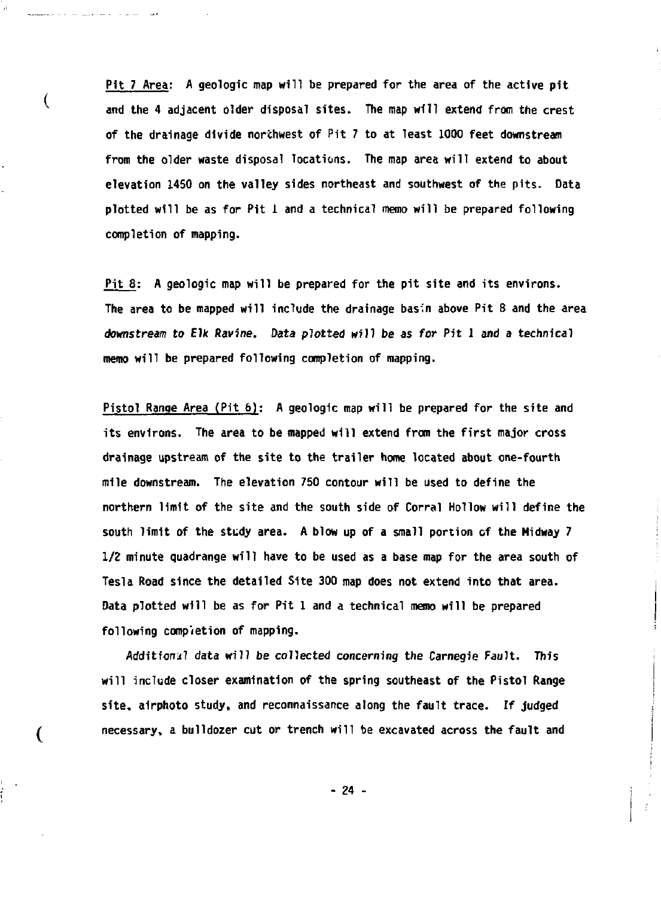Pit 7 Area: A geologic map will be prepared for the area of the active pit and the 4 adjacent older disposal sites. The map will extend from the crest of the drainage divide northwest of Pit 7 to at least 1000 feet downstream from the older waste disposal locations. The map area will extend to about elevation 1450 on the valley sides northeast and southwest of the pits. Data plotted will be as for Pit 1 and a technical memo will be prepared following completion of mapping.

Pit 8: A geologic map will be prepared for the pit site and its environs. The area to be mapped will include the drainage basin above Pit 8 and the area downstream to Elk Ravine. Data plotted will be as for Pit 1 and a technical memo will be prepared following completion of mapping.

Pistol Range Area (Pit 6): A geologic map will be prepared for the site and its environs. The area to be mapped will extend from the first major cross drainage upstream of the site to the trailer home located about one-fourth mile downstream. The elevation 750 contour will be used to define the northern limit of the site and the south side of Corral Hollow will define the south limit of the study area. A blow up of a small portion of the Midway 7 1/2 minute quadrange will have to be used as a base map for the area south of Tesla Road since the detailed Site 300 map does not extend into that area. Data plotted will be as for Pit 1 and a technical memo will be prepared following completion of mapping.

Additional data will be collected concerning the Carnegie Fault. This will include closer examination of the spring southeast of the Pistol Range site, airphoto study, and reconnaissance along the fault trace. If judged necessary, a bulldozer cut or trench will be excavated across the fault and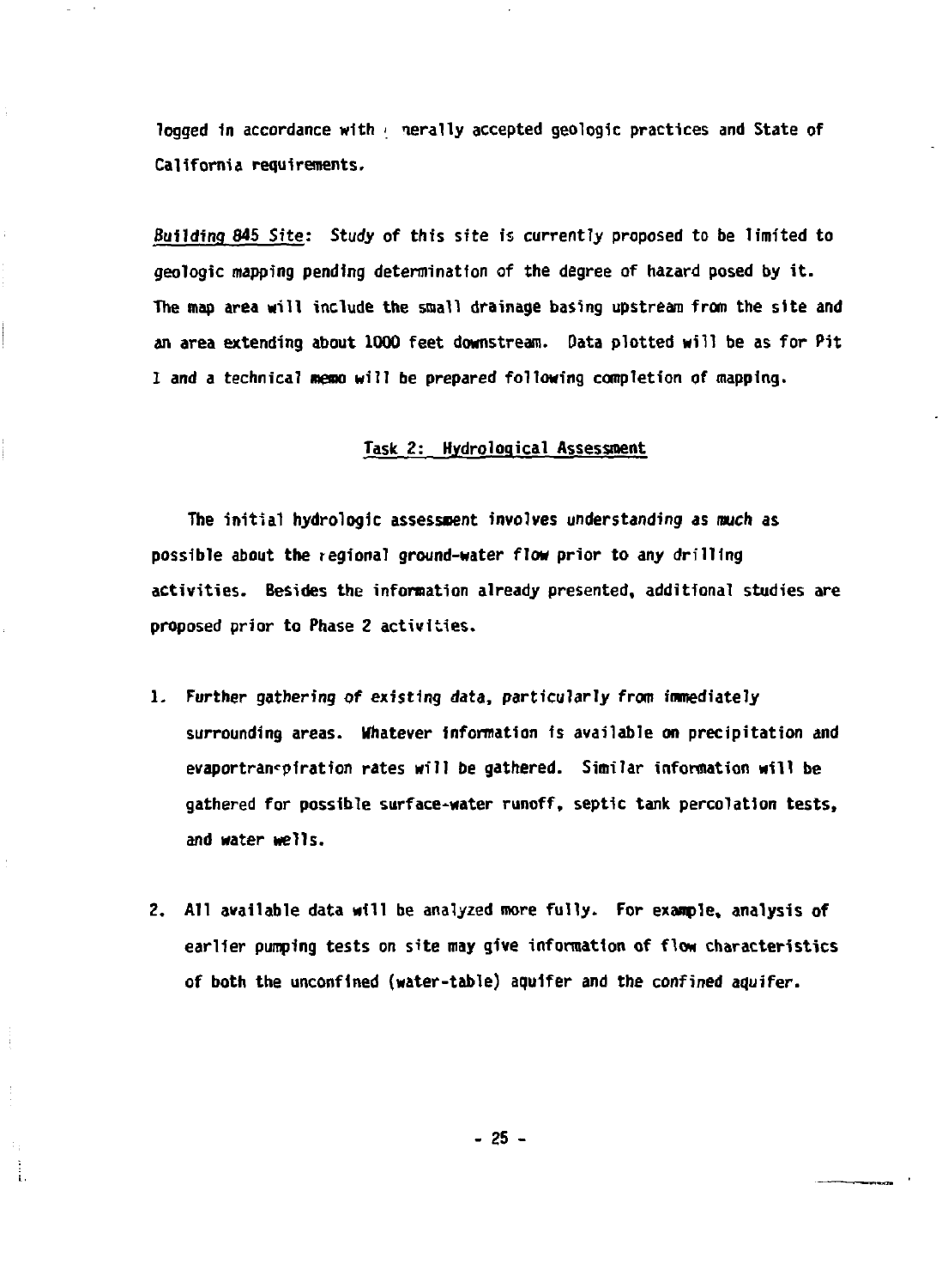logged in accordance with generally accepted geologic practices and State of California requirements.

_Building 845 Site_: Study of this site is currently proposed to be limited to geologic mapping pending determination of the degree of hazard posed by it. The map area will include the small drainage basing upstream from the site and an area extending about 1000 feet downstream. Data plotted will be as for Pit 1 and a technical memo will be prepared following completion of mapping.

## Task 2: Hydrological Assessment

The initial hydrologic assessment involves understanding as much as possible about the regional ground-water flow prior to any drilling activities. Besides the information already presented, additional studies are proposed prior to Phase 2 activities.

1. Further gathering of existing data, particularly from immediately surrounding areas. Whatever information is available on precipitation and evaportranspiration rates will be gathered. Similar information will be gathered for possible surface-water runoff, septic tank percolation tests, and water wells.

2. All available data will be analyzed more fully. For example, analysis of earlier pumping tests on site may give information of flow characteristics of both the unconfined (water-table) aquifer and the confined aquifer.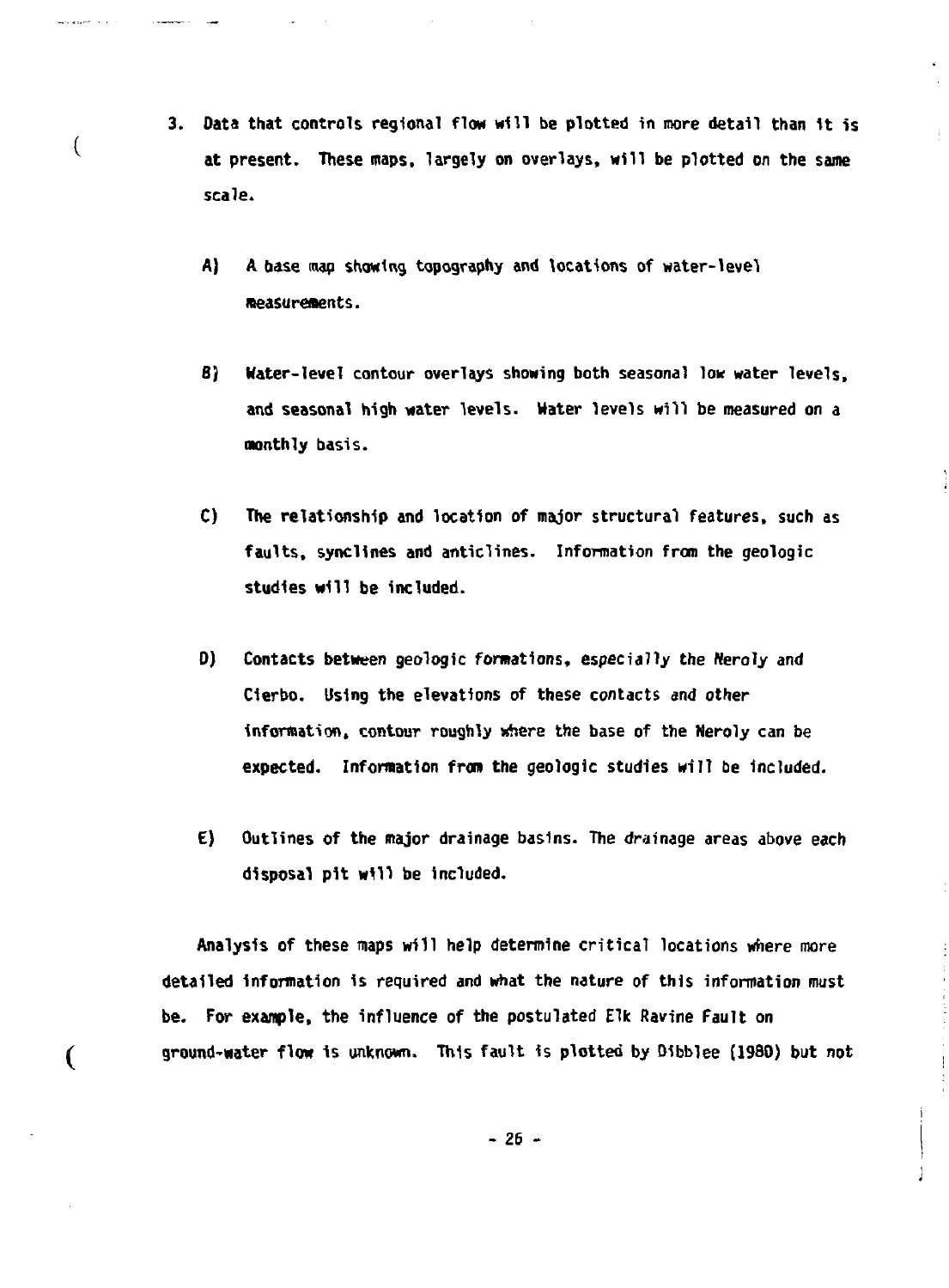3. Data that controls regional flow will be plotted in more detail than it is at present. These maps, largely on overlays, will be plotted on the same scale.

   A) A base map showing topography and locations of water-level measurements.

   B) Water-level contour overlays showing both seasonal low water levels, and seasonal high water levels. Water levels will be measured on a monthly basis.

   C) The relationship and location of major structural features, such as faults, synclines and anticlines. Information from the geologic studies will be included.

   D) Contacts between geologic formations, especially the Neroly and Cierbo. Using the elevations of these contacts and other information, contour roughly where the base of the Neroly can be expected. Information from the geologic studies will be included.

   E) Outlines of the major drainage basins. The drainage areas above each disposal pit will be included.

Analysis of these maps will help determine critical locations where more detailed information is required and what the nature of this information must be. For example, the influence of the postulated Elk Ravine Fault on ground-water flow is unknown. This fault is plotted by Dibblee (1980) but not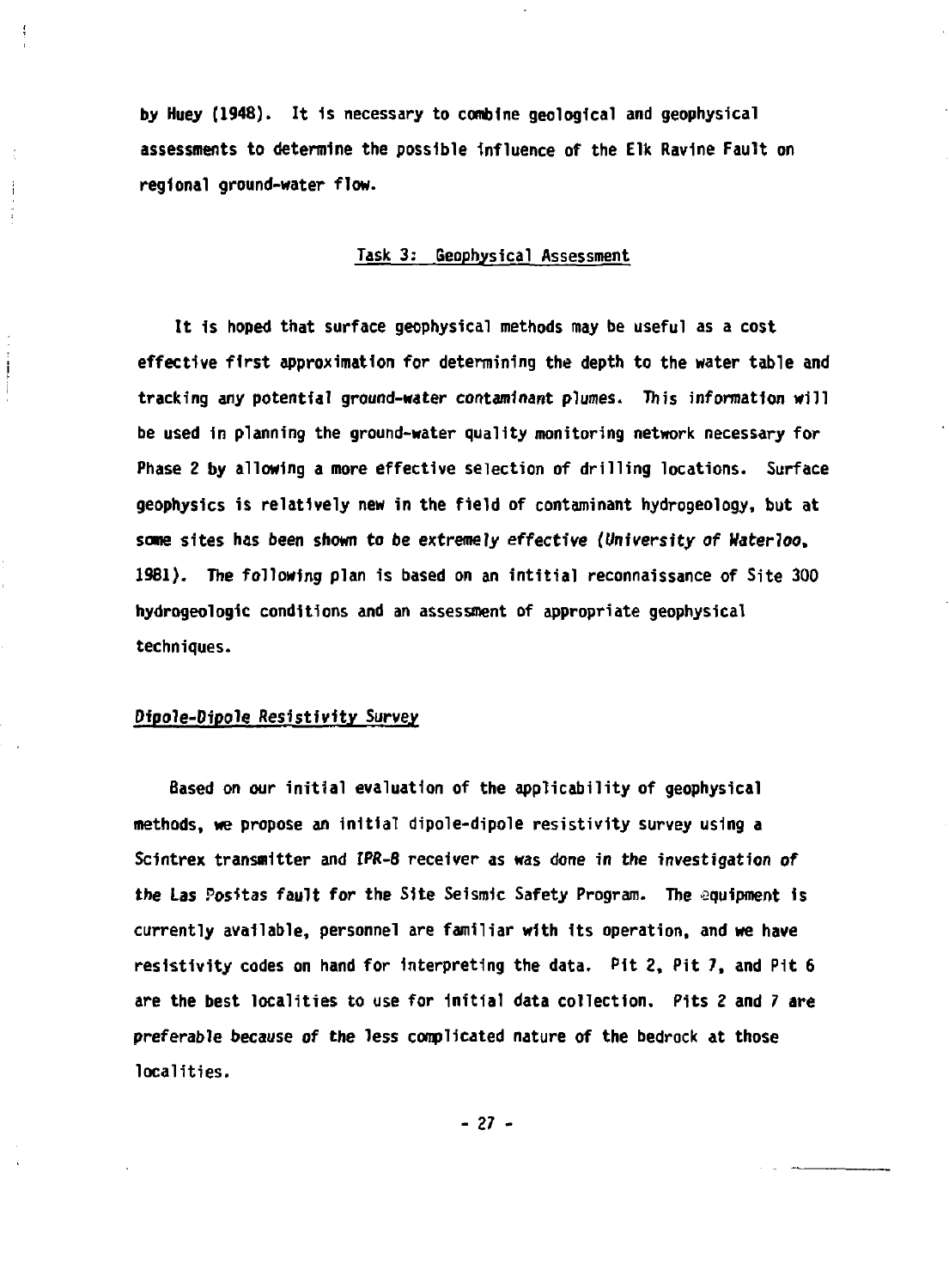by Huey (1948). It is necessary to combine geological and geophysical assessments to determine the possible influence of the Elk Ravine Fault on regional ground-water flow.

## Task 3: Geophysical Assessment

It is hoped that surface geophysical methods may be useful as a cost effective first approximation for determining the depth to the water table and tracking any potential ground-water contaminant plumes. This information will be used in planning the ground-water quality monitoring network necessary for Phase 2 by allowing a more effective selection of drilling locations. Surface geophysics is relatively new in the field of contaminant hydrogeology, but at some sites has been shown to be extremely effective (University of Waterloo, 1981). The following plan is based on an intitial reconnaissance of Site 300 hydrogeologic conditions and an assessment of appropriate geophysical techniques.

### *Dipole-Dipole Resistivity Survey*

Based on our initial evaluation of the applicability of geophysical methods, we propose an initial dipole-dipole resistivity survey using a Scintrex transmitter and IPR-8 receiver as was done in the investigation of the Las Positas fault for the Site Seismic Safety Program. The equipment is currently available, personnel are familiar with its operation, and we have resistivity codes on hand for interpreting the data. Pit 2, Pit 7, and Pit 6 are the best localities to use for initial data collection. Pits 2 and 7 are preferable because of the less complicated nature of the bedrock at those localities.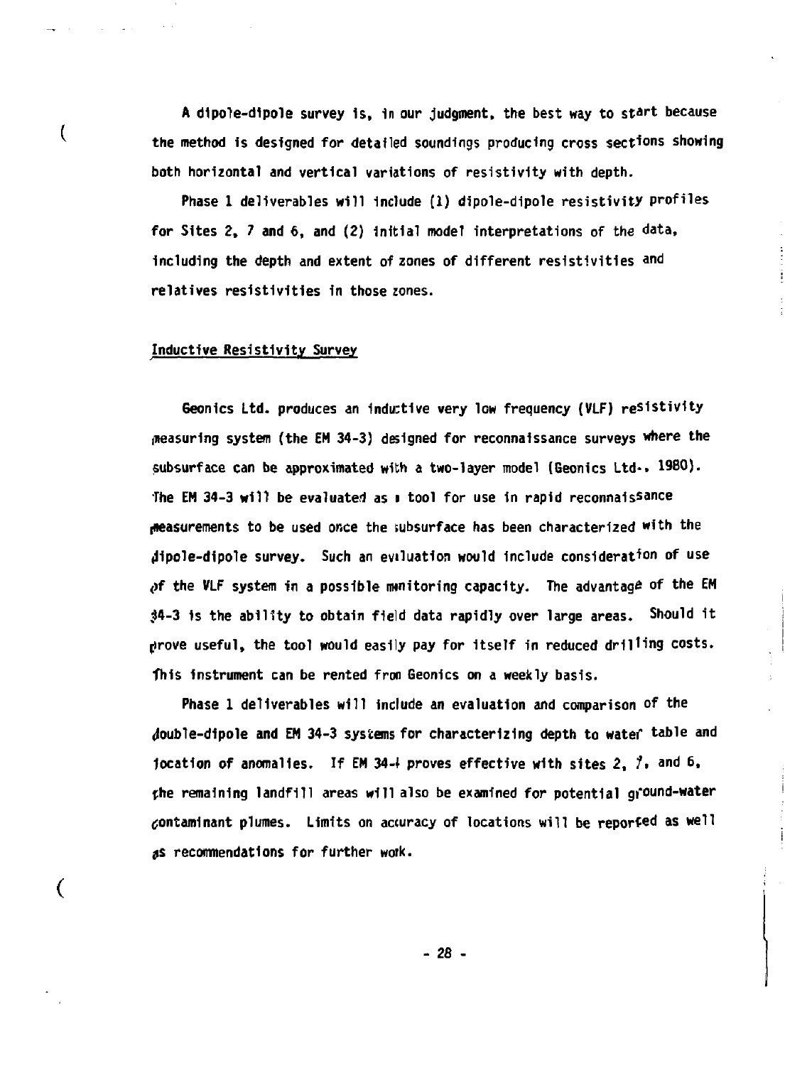A dipole-dipole survey is, in our judgment, the best way to start because the method is designed for detailed soundings producing cross sections showing both horizontal and vertical variations of resistivity with depth.

Phase 1 deliverables will include (1) dipole-dipole resistivity profiles for Sites 2, 7 and 6, and (2) initial model interpretations of the data, including the depth and extent of zones of different resistivities and relatives resistivities in those zones.

## Inductive Resistivity Survey

Geonics Ltd. produces an inductive very low frequency (VLF) resistivity measuring system (the EM 34-3) designed for reconnaissance surveys where the subsurface can be approximated with a two-layer model (Geonics Ltd., 1980). The EM 34-3 will be evaluated as a tool for use in rapid reconnaissance measurements to be used once the subsurface has been characterized with the dipole-dipole survey. Such an evaluation would include consideration of use of the VLF system in a possible monitoring capacity. The advantage of the EM 34-3 is the ability to obtain field data rapidly over large areas. Should it prove useful, the tool would easily pay for itself in reduced drilling costs. This instrument can be rented from Geonics on a weekly basis.

Phase 1 deliverables will include an evaluation and comparison of the double-dipole and EM 34-3 systems for characterizing depth to water table and location of anomalies. If EM 34-3 proves effective with sites 2, 7, and 6, the remaining landfill areas will also be examined for potential ground-water contaminant plumes. Limits on accuracy of locations will be reported as well as recommendations for further work.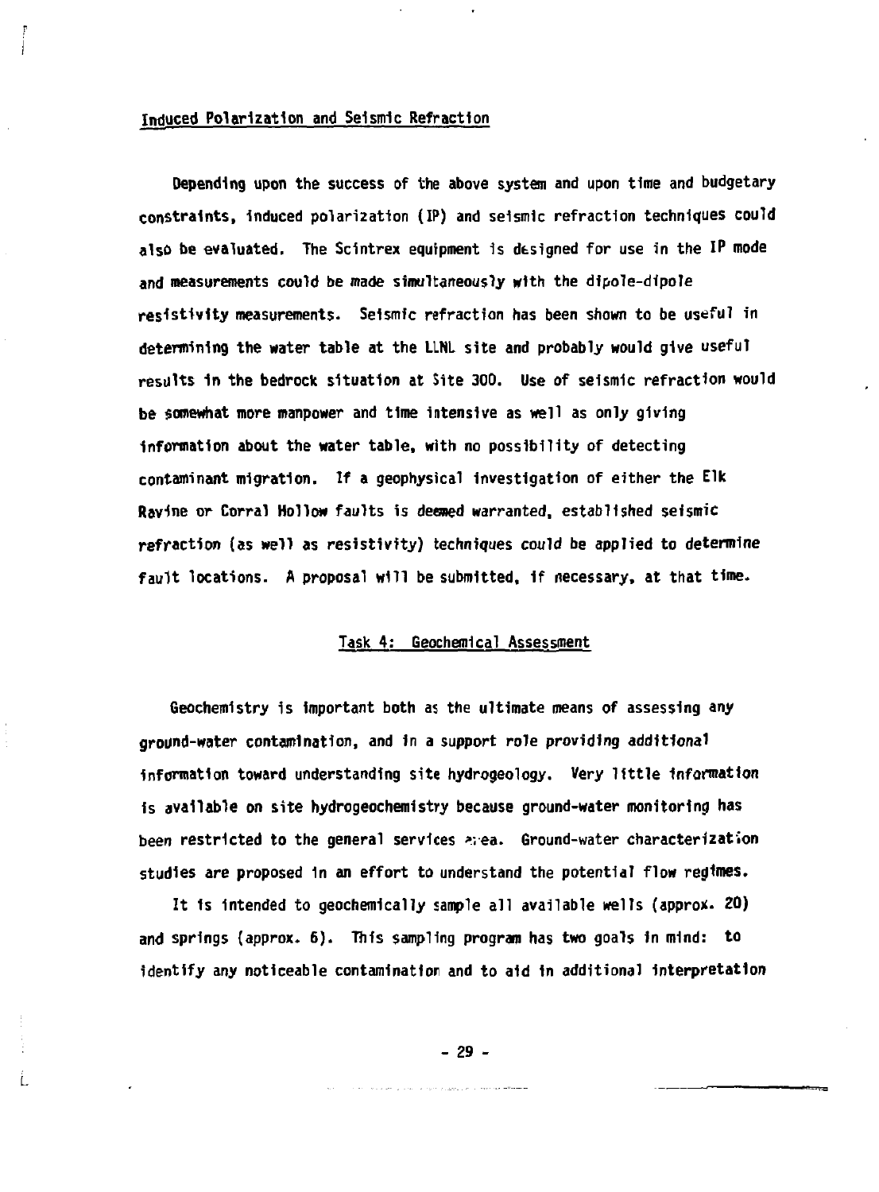### Induced Polarization and Seismic Refraction

Depending upon the success of the above system and upon time and budgetary constraints, induced polarization (IP) and seismic refraction techniques could also be evaluated. The Scintrex equipment is designed for use in the IP mode and measurements could be made simultaneously with the dipole-dipole resistivity measurements. Seismic refraction has been shown to be useful in determining the water table at the LLNL site and probably would give useful results in the bedrock situation at Site 300. Use of seismic refraction would be somewhat more manpower and time intensive as well as only giving information about the water table, with no possibility of detecting contaminant migration. If a geophysical investigation of either the Elk Ravine or Corral Hollow faults is deemed warranted, established seismic refraction (as well as resistivity) techniques could be applied to determine fault locations. A proposal will be submitted, if necessary, at that time.

## Task 4: Geochemical Assessment

Geochemistry is important both as the ultimate means of assessing any ground-water contamination, and in a support role providing additional information toward understanding site hydrogeology. Very little information is available on site hydrogeochemistry because ground-water monitoring has been restricted to the general services area. Ground-water characterization studies are proposed in an effort to understand the potential flow regimes.

It is intended to geochemically sample all available wells (approx. 20) and springs (approx. 6). This sampling program has two goals in mind: to identify any noticeable contamination and to aid in additional interpretation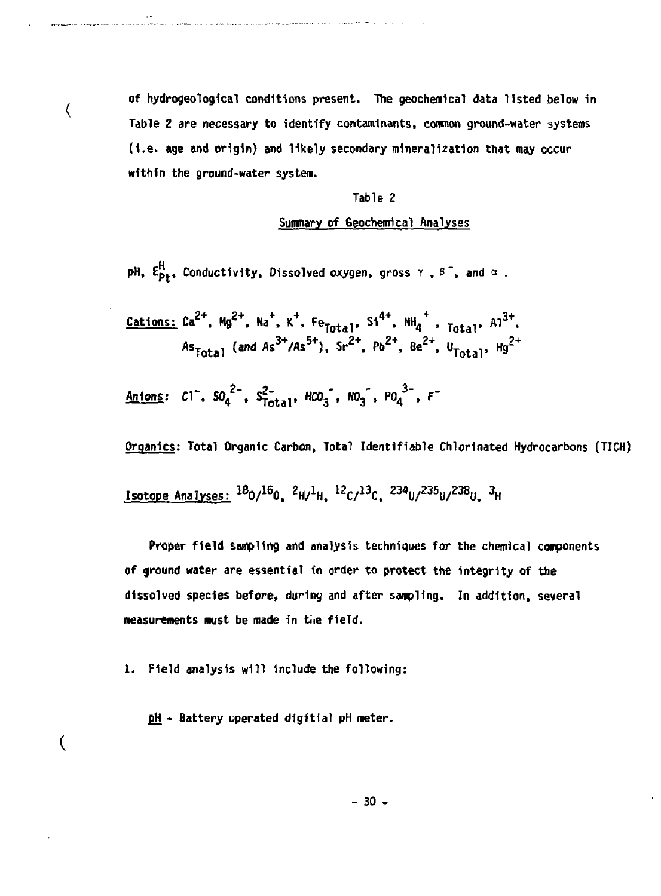of hydrogeological conditions present. The geochemical data listed below in Table 2 are necessary to identify contaminants, common ground-water systems (i.e. age and origin) and likely secondary mineralization that may occur within the ground-water system.

Table 2

Summary of Geochemical Analyses

pH, $E^{H}_{Pt}$, Conductivity, Dissolved oxygen, gross $\gamma$, $\beta^-$, and $\alpha$.

Cations: $Ca^{2+}$, $Mg^{2+}$, $Na^+$, $K^+$, $Fe_{Total}$, $Si^{4+}$, $NH_4^+$, $_{Total}$, $Al^{3+}$, $As_{Total}$ (and $As^{3+}/As^{5+}$), $Sr^{2+}$, $Pb^{2+}$, $Be^{2+}$, $U_{Total}$, $Hg^{2+}$

Anions: $Cl^-$, $SO_4^{2-}$, $S^{2-}_{Total}$, $HCO_3^-$, $NO_3^-$, $PO_4^{3-}$, $F^-$

Organics: Total Organic Carbon, Total Identifiable Chlorinated Hydrocarbons (TICH)

Isotope Analyses: $^{18}O/^{16}O$, $^{2}H/^{1}H$, $^{12}C/^{13}C$, $^{234}U/^{235}U/^{238}U$, $^{3}H$

Proper field sampling and analysis techniques for the chemical components of ground water are essential in order to protect the integrity of the dissolved species before, during and after sampling. In addition, several measurements must be made in the field.

1. Field analysis will include the following:

   pH - Battery operated digitial pH meter.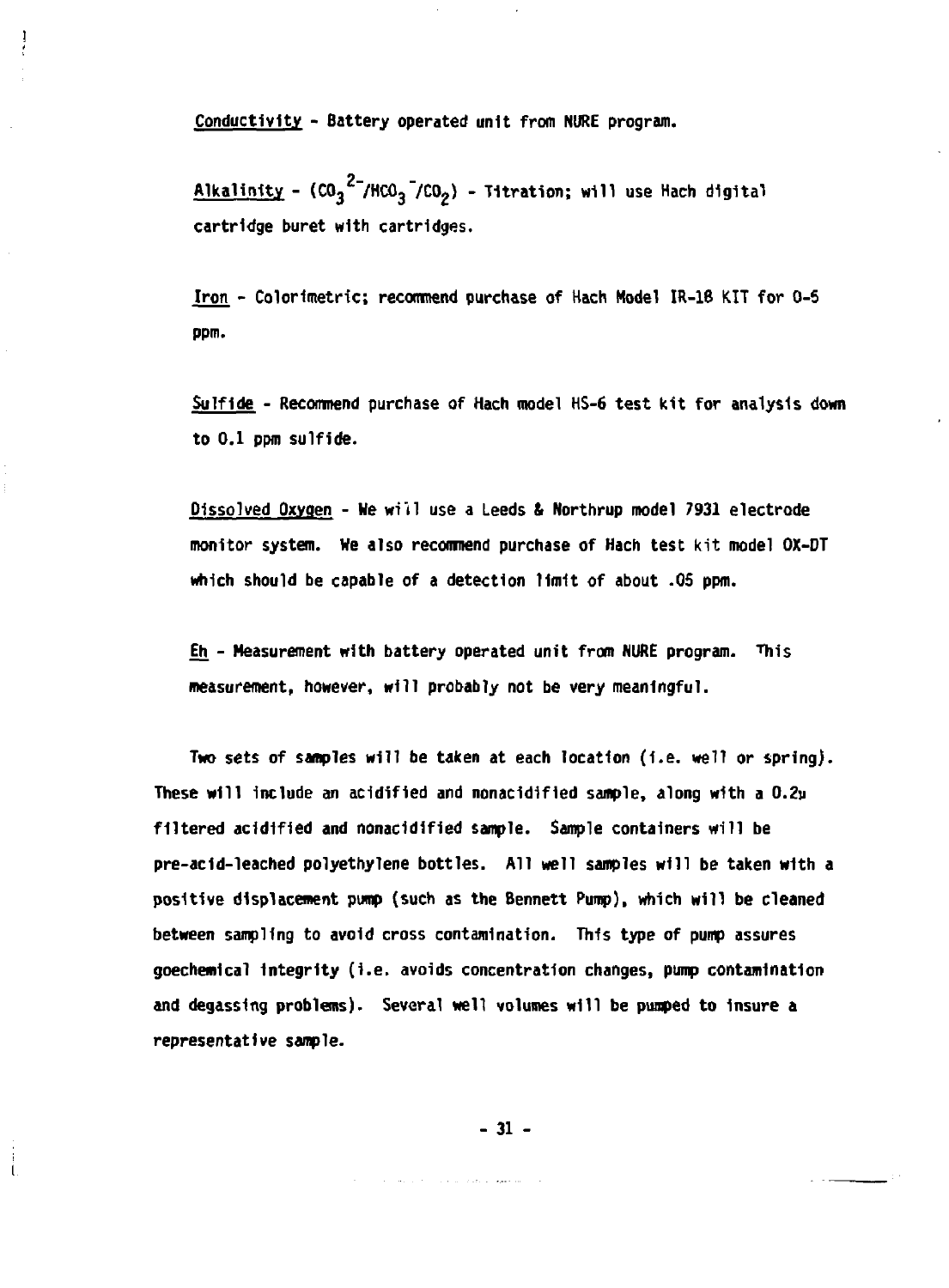Conductivity - Battery operated unit from NURE program.

Alkalinity - ($CO_3^{2-}$/$HCO_3^-$/$CO_2$) - Titration; will use Hach digital cartridge buret with cartridges.

Iron - Colorimetric; recommend purchase of Hach Model IR-18 KIT for 0-5 ppm.

Sulfide - Recommend purchase of Hach model HS-6 test kit for analysis down to 0.1 ppm sulfide.

Dissolved Oxygen - We will use a Leeds & Northrup model 7931 electrode monitor system. We also recommend purchase of Hach test kit model OX-DT which should be capable of a detection limit of about .05 ppm.

Eh - Measurement with battery operated unit from NURE program. This measurement, however, will probably not be very meaningful.

Two sets of samples will be taken at each location (i.e. well or spring). These will include an acidified and nonacidified sample, along with a 0.2μ filtered acidified and nonacidified sample. Sample containers will be pre-acid-leached polyethylene bottles. All well samples will be taken with a positive displacement pump (such as the Bennett Pump), which will be cleaned between sampling to avoid cross contamination. This type of pump assures goechemical integrity (i.e. avoids concentration changes, pump contamination and degassing problems). Several well volumes will be pumped to insure a representative sample.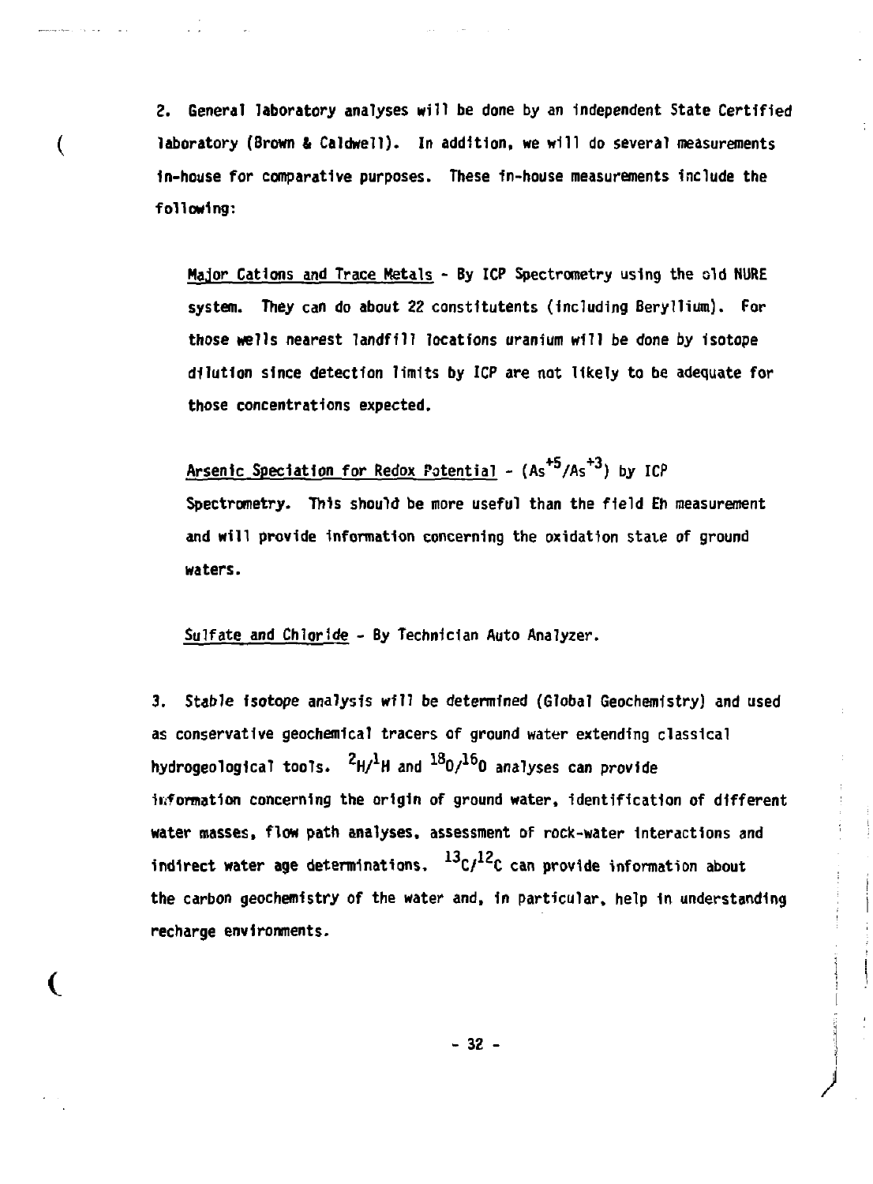2. General laboratory analyses will be done by an independent State Certified laboratory (Brown & Caldwell). In addition, we will do several measurements in-house for comparative purposes. These in-house measurements include the following:

Major Cations and Trace Metals - By ICP Spectrometry using the old NURE system. They can do about 22 constitutents (including Beryllium). For those wells nearest landfill locations uranium will be done by isotope dilution since detection limits by ICP are not likely to be adequate for those concentrations expected.

Arsenic Speciation for Redox Potential - ($As^{+5}/As^{+3}$) by ICP Spectrometry. This should be more useful than the field Eh measurement and will provide information concerning the oxidation state of ground waters.

Sulfate and Chloride - By Technician Auto Analyzer.

3. Stable isotope analysis will be determined (Global Geochemistry) and used as conservative geochemical tracers of ground water extending classical hydrogeological tools. $^{2}H/^{1}H$ and $^{18}O/^{16}O$ analyses can provide information concerning the origin of ground water, identification of different water masses, flow path analyses, assessment of rock-water interactions and indirect water age determinations. $^{13}C/^{12}C$ can provide information about the carbon geochemistry of the water and, in particular, help in understanding recharge environments.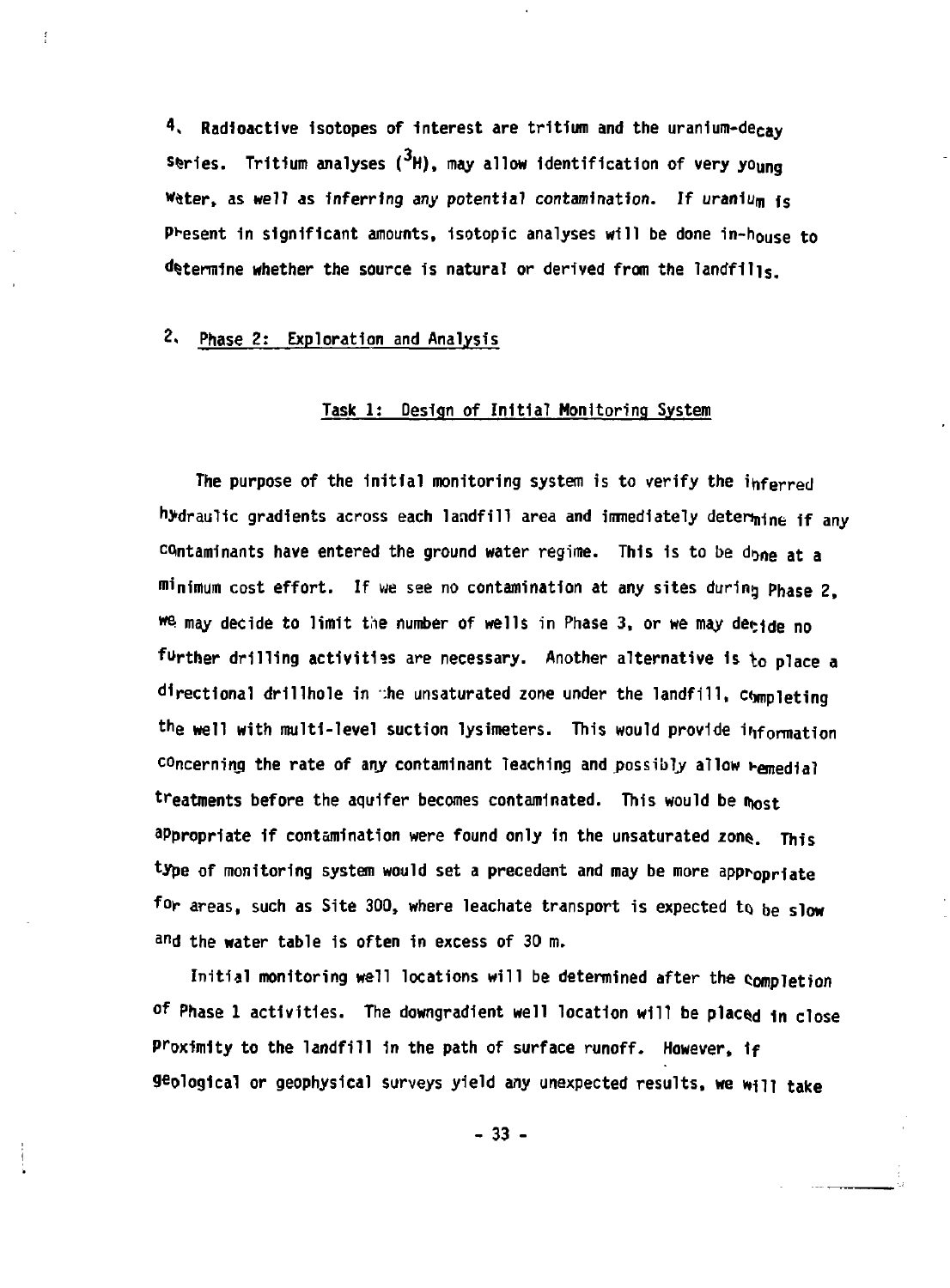4. Radioactive isotopes of interest are tritium and the uranium-decay series. Tritium analyses ($^3H$), may allow identification of very young water, as well as *inferring any potential contamination.* If uranium is present in significant amounts, isotopic analyses will be done in-house to determine whether the source is natural or derived from the landfills.

## 2. Phase 2: Exploration and Analysis

### Task 1: Design of Initial Monitoring System

The purpose of the initial monitoring system is to verify the inferred hydraulic gradients across each landfill area and immediately determine if any contaminants have entered the ground water regime. This is to be done at a minimum cost effort. If we see no contamination at any sites during Phase 2, we may decide to limit the number of wells in Phase 3, or we may decide no further drilling activities are necessary. Another alternative is to place a directional drillhole in the unsaturated zone under the landfill, completing the well with multi-level suction lysimeters. This would provide information concerning the rate of any contaminant leaching and possibly allow remedial treatments before the aquifer becomes contaminated. This would be most appropriate if contamination were found only in the unsaturated zone. This type of monitoring system would set a precedent and may be more appropriate for areas, such as Site 300, where leachate transport is expected to be slow and the water table is often in excess of 30 m.

Initial monitoring well locations will be determined after the completion of Phase 1 activities. The downgradient well location will be placed in close proximity to the landfill in the path of surface runoff. However, if geological or geophysical surveys yield any unexpected results, we will take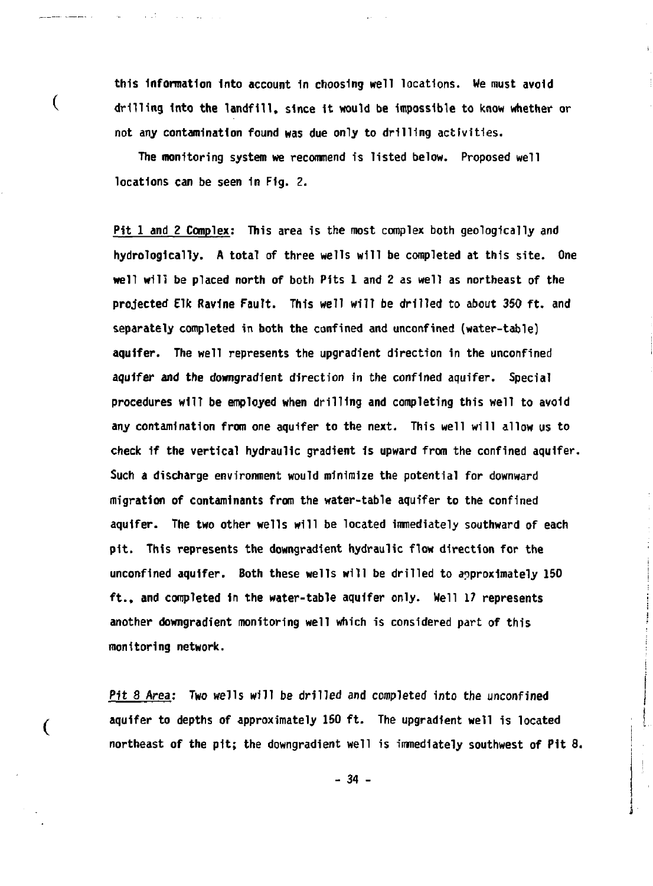this information into account in choosing well locations. We must avoid drilling into the landfill, since it would be impossible to know whether or not any contamination found was due only to drilling activities.

The monitoring system we recommend is listed below. Proposed well locations can be seen in Fig. 2.

Pit 1 and 2 Complex: This area is the most complex both geologically and hydrologically. A total of three wells will be completed at this site. One well will be placed north of both Pits 1 and 2 as well as northeast of the projected Elk Ravine Fault. This well will be drilled to about 350 ft. and separately completed in both the confined and unconfined (water-table) aquifer. The well represents the upgradient direction in the unconfined aquifer and the downgradient direction in the confined aquifer. Special procedures will be employed when drilling and completing this well to avoid any contamination from one aquifer to the next. This well will allow us to check if the vertical hydraulic gradient is upward from the confined aquifer. Such a discharge environment would minimize the potential for downward migration of contaminants from the water-table aquifer to the confined aquifer. The two other wells will be located immediately southward of each pit. This represents the downgradient hydraulic flow direction for the unconfined aquifer. Both these wells will be drilled to approximately 150 ft., and completed in the water-table aquifer only. Well 17 represents another downgradient monitoring well which is considered part of this monitoring network.

Pit 8 Area: Two wells will be drilled and completed into the unconfined aquifer to depths of approximately 150 ft. The upgradient well is located northeast of the pit; the downgradient well is immediately southwest of Pit 8.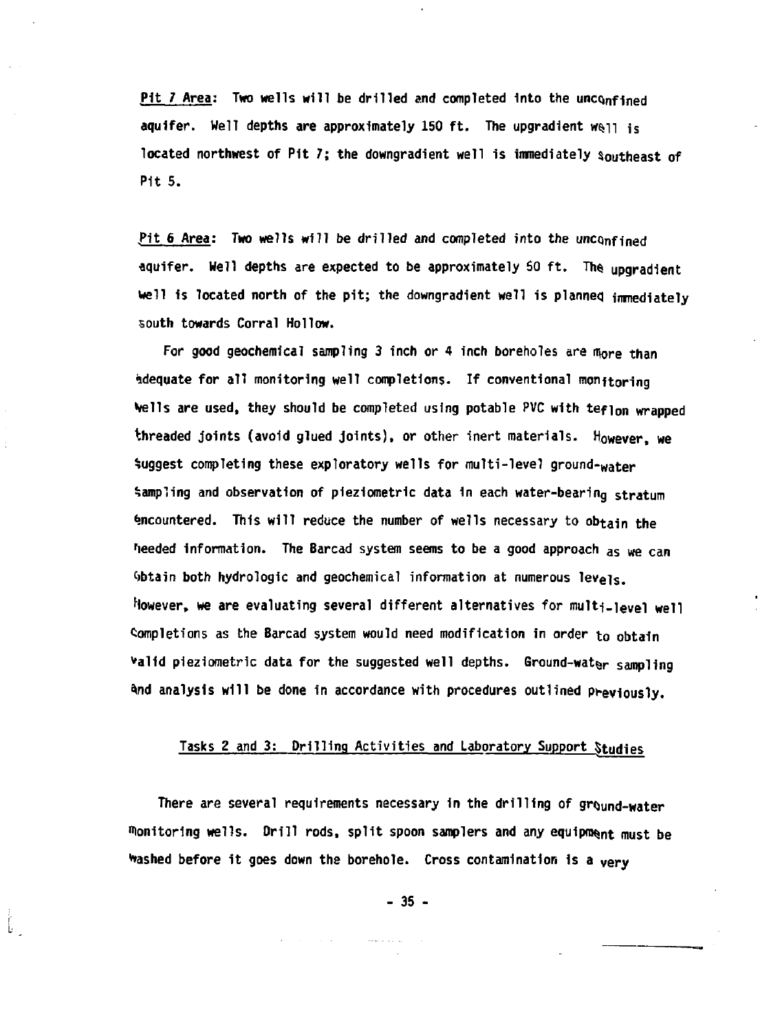Pit 7 Area: Two wells will be drilled and completed into the unconfined aquifer. Well depths are approximately 150 ft. The upgradient well is located northwest of Pit 7; the downgradient well is immediately southeast of Pit 5.

Pit 6 Area: Two wells will be drilled and completed into the unconfined aquifer. Well depths are expected to be approximately 50 ft. The upgradient well is located north of the pit; the downgradient well is planned immediately south towards Corral Hollow.

For good geochemical sampling 3 inch or 4 inch boreholes are more than adequate for all monitoring well completions. If conventional monitoring wells are used, they should be completed using potable PVC with teflon wrapped threaded joints (avoid glued joints), or other inert materials. However, we suggest completing these exploratory wells for multi-level ground-water sampling and observation of pieziometric data in each water-bearing stratum encountered. This will reduce the number of wells necessary to obtain the needed information. The Barcad system seems to be a good approach as we can obtain both hydrologic and geochemical information at numerous levels. However, we are evaluating several different alternatives for multi-level well completions as the Barcad system would need modification in order to obtain valid pieziometric data for the suggested well depths. Ground-water sampling and analysis will be done in accordance with procedures outlined previously.

## Tasks 2 and 3: Drilling Activities and Laboratory Support Studies

There are several requirements necessary in the drilling of ground-water monitoring wells. Drill rods, split spoon samplers and any equipment must be washed before it goes down the borehole. Cross contamination is a very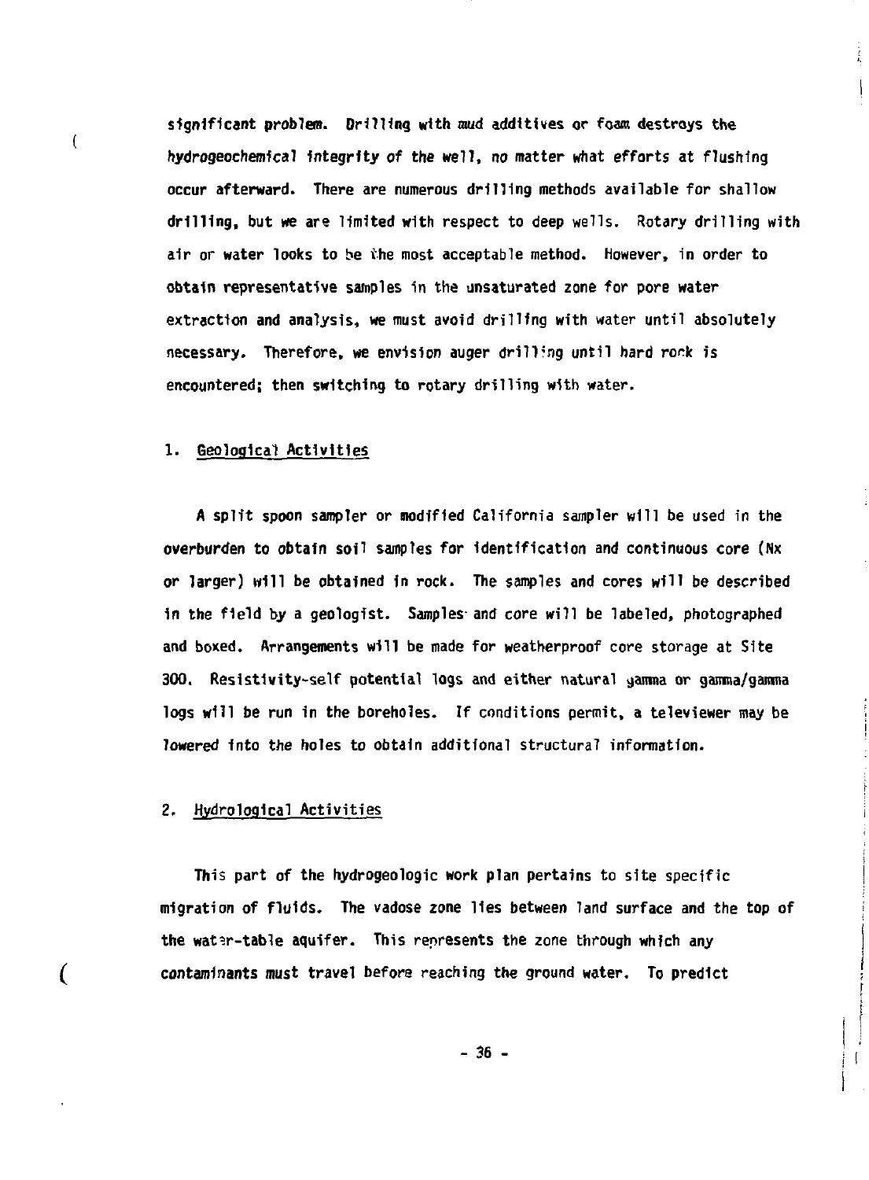significant problem. Drilling with mud additives or foam destroys the hydrogeochemical integrity of the well, no matter what efforts at flushing occur afterward. There are numerous drilling methods available for shallow drilling, but we are limited with respect to deep wells. Rotary drilling with air or water looks to be the most acceptable method. However, in order to obtain representative samples in the unsaturated zone for pore water extraction and analysis, we must avoid drilling with water until absolutely necessary. Therefore, we envision auger drilling until hard rock is encountered; then switching to rotary drilling with water.

### 1. Geological Activities

A split spoon sampler or modified California sampler will be used in the overburden to obtain soil samples for identification and continuous core (Nx or larger) will be obtained in rock. The samples and cores will be described in the field by a geologist. Samples and core will be labeled, photographed and boxed. Arrangements will be made for weatherproof core storage at Site 300. Resistivity-self potential logs and either natural gamma or gamma/gamma logs will be run in the boreholes. If conditions permit, a televiewer may be lowered into the holes to obtain additional structural information.

### 2. Hydrological Activities

This part of the hydrogeologic work plan pertains to site specific migration of fluids. The vadose zone lies between land surface and the top of the water-table aquifer. This represents the zone through which any contaminants must travel before reaching the ground water. To predict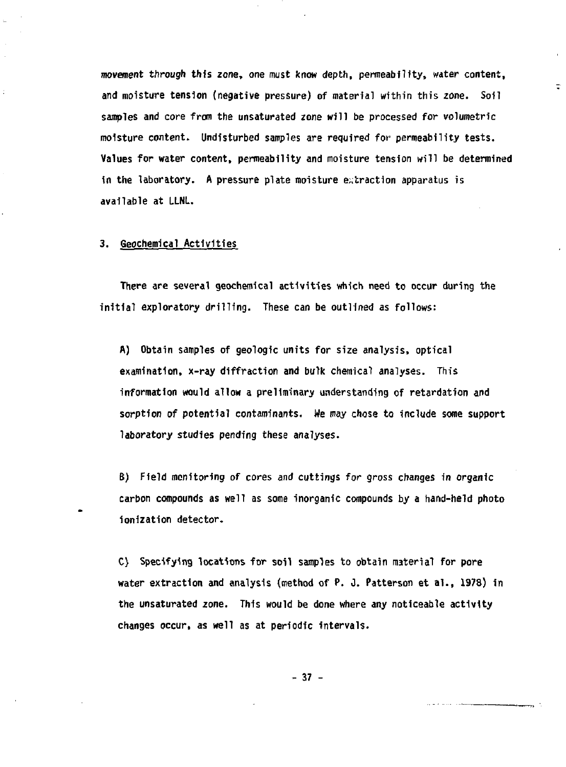movement through this zone, one must know depth, permeability, water content, and moisture tension (negative pressure) of material within this zone. Soil samples and core from the unsaturated zone will be processed for volumetric moisture content. Undisturbed samples are required for permeability tests. Values for water content, permeability and moisture tension will be determined in the laboratory. A pressure plate moisture extraction apparatus is available at LLNL.

### 3. Geochemical Activities

There are several geochemical activities which need to occur during the initial exploratory drilling. These can be outlined as follows:

A) Obtain samples of geologic units for size analysis, optical examination, x-ray diffraction and bulk chemical analyses. This information would allow a preliminary understanding of retardation and sorption of potential contaminants. We may chose to include some support laboratory studies pending these analyses.

B) Field monitoring of cores and cuttings for gross changes in organic carbon compounds as well as some inorganic compounds by a hand-held photo ionization detector.

C) Specifying locations for soil samples to obtain material for pore water extraction and analysis (method of P. J. Patterson et al., 1978) in the unsaturated zone. This would be done where any noticeable activity changes occur, as well as at periodic intervals.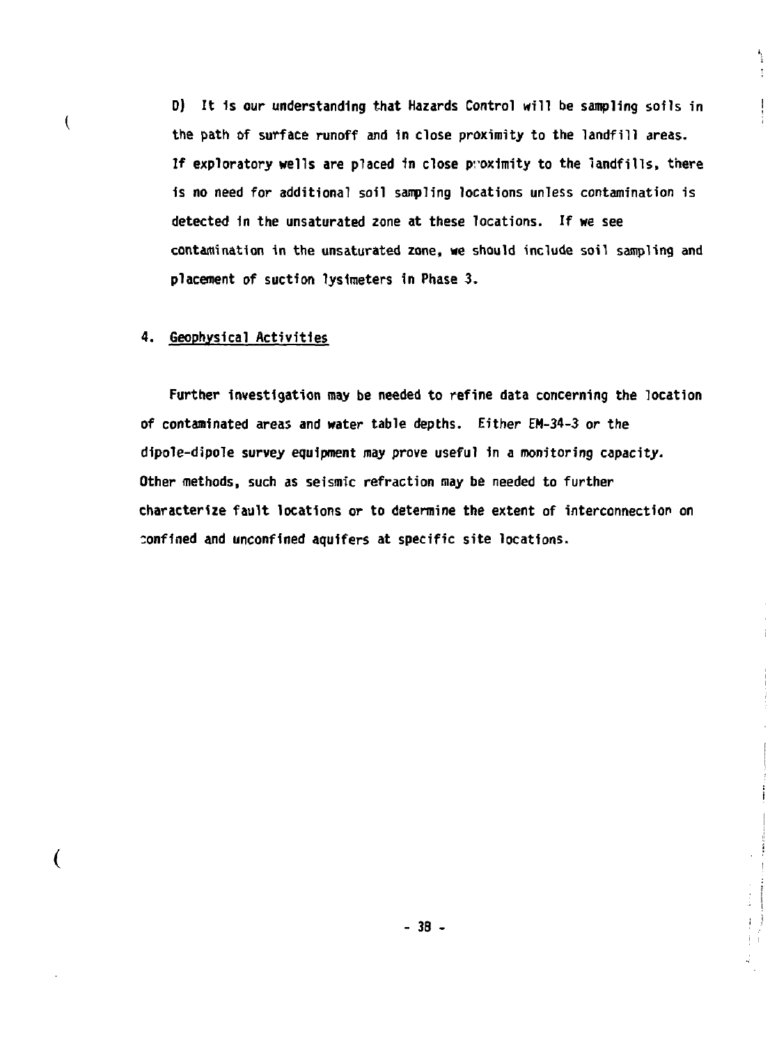D) It is our understanding that Hazards Control will be sampling soils in the path of surface runoff and in close proximity to the landfill areas. If exploratory wells are placed in close proximity to the landfills, there is no need for additional soil sampling locations unless contamination is detected in the unsaturated zone at these locations. If we see contamination in the unsaturated zone, we should include soil sampling and placement of suction lysimeters in Phase 3.

## 4. Geophysical Activities

Further investigation may be needed to refine data concerning the location of contaminated areas and water table depths. Either EM-34-3 or the dipole-dipole survey equipment may prove useful in a monitoring capacity. Other methods, such as seismic refraction may be needed to further characterize fault locations or to determine the extent of interconnection on confined and unconfined aquifers at specific site locations.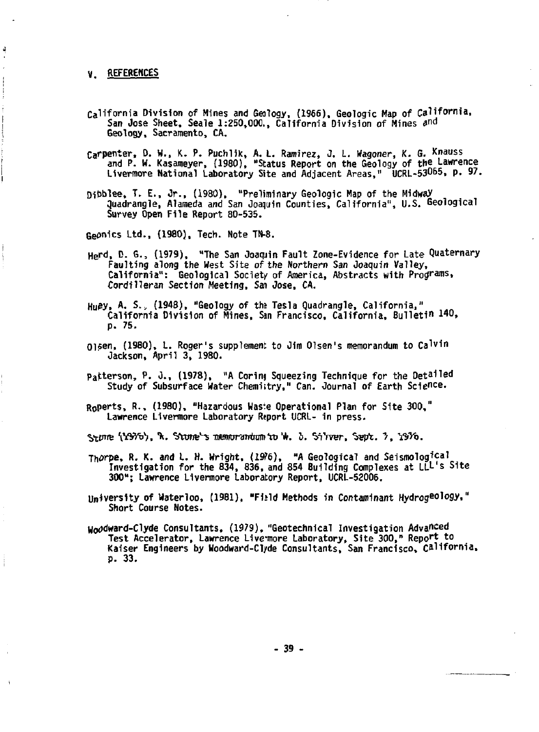## V. REFERENCES

California Division of Mines and Geology, (1966), Geologic Map of California, San Jose Sheet, Seale 1:250,000., California Division of Mines and Geology, Sacramento, CA.

Carpenter, D. W., K. P. Puchlik, A. L. Ramirez, J. L. Wagoner, K. G. Knauss and P. W. Kasameyer, (1980), "Status Report on the Geology of the Lawrence Livermore National Laboratory Site and Adjacent Areas," UCRL-53065, p. 97.

Dibblee, T. E., Jr., (1980), "Preliminary Geologic Map of the Midway Quadrangle, Alameda and San Joaquin Counties, California", U.S. Geological Survey Open File Report 80-535.

Geonics Ltd., (1980), Tech. Note TN-8.

Herd, D. G., (1979), "The San Joaquin Fault Zone-Evidence for Late Quaternary Faulting along the West Site of the Northern San Joaquin Valley, California": Geological Society of America, Abstracts with Programs, Cordilleran Section Meeting, San Jose, CA.

Huey, A. S., (1948), "Geology of the Tesla Quadrangle, California," California Division of Mines, San Francisco, California, Bulletin 140, p. 75.

Olsen, (1980), L. Roger's supplement to Jim Olsen's memorandum to Calvin Jackson, April 3, 1980.

Patterson, P. J., (1978), "A Coring Squeezing Technique for the Detailed Study of Subsurface Water Chemistry," Can. Journal of Earth Science.

Roperts, R., (1980), "Hazardous Waste Operational Plan for Site 300," Lawrence Livermore Laboratory Report UCRL- in press.

Stone (1976), R. Stone's memorandum to W. J. Silver, Sept. 7, 1976.

Thorpe, R. K. and L. H. Wright, (1976), "A Geological and Seismological Investigation for the 834, 836, and 854 Building Complexes at LLL's Site 300"; Lawrence Livermore Laboratory Report, UCRL-52006.

University of Waterloo, (1981), "Field Methods in Contaminant Hydrogeology," Short Course Notes.

Woodward-Clyde Consultants, (1979), "Geotechnical Investigation Advanced Test Accelerator, Lawrence Livermore Laboratory, Site 300," Report to Kaiser Engineers by Woodward-Clyde Consultants, San Francisco, California, p. 33.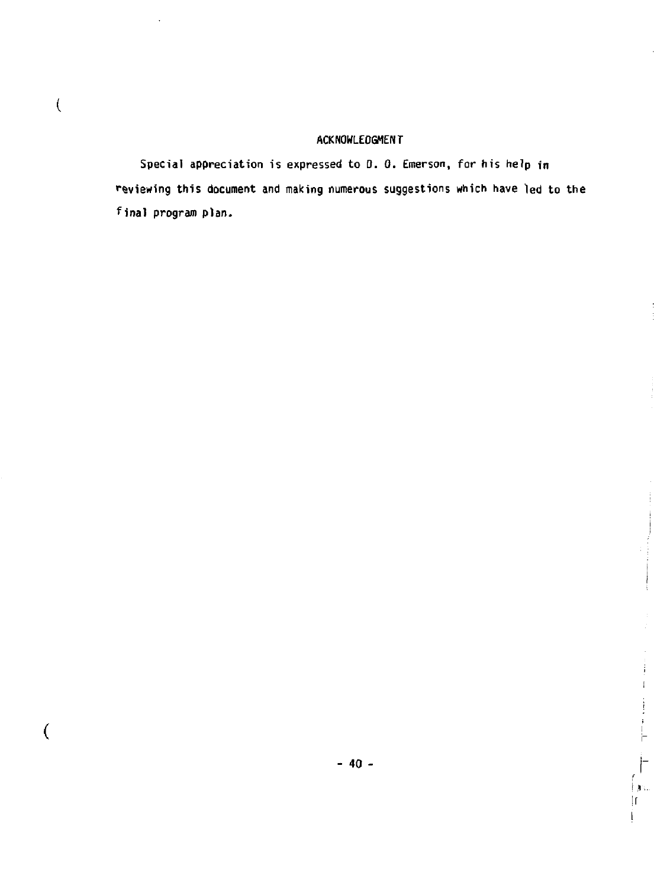## ACKNOWLEDGMENT

Special appreciation is expressed to D. O. Emerson, for his help in reviewing this document and making numerous suggestions which have led to the final program plan.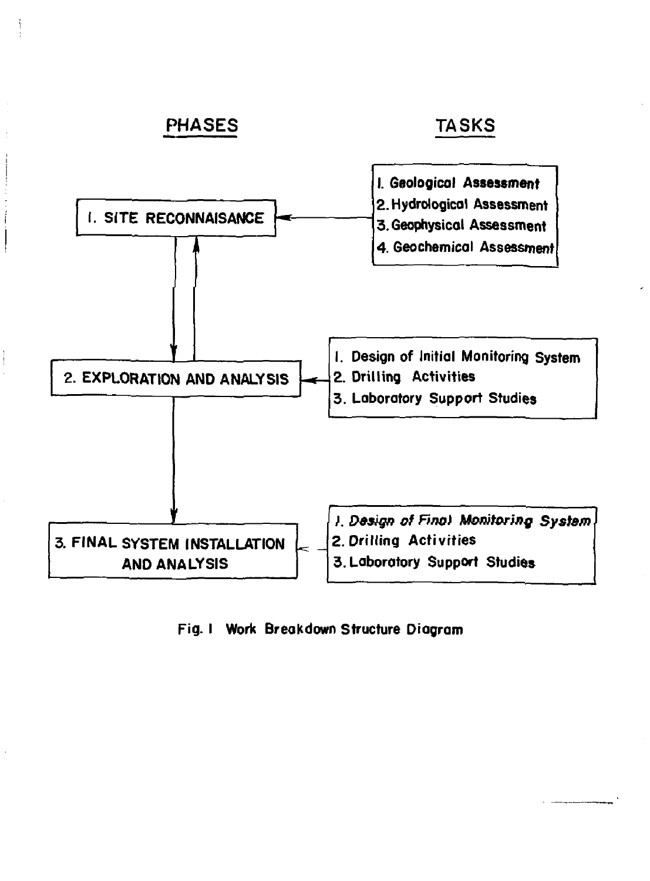| PHASES | TASKS |
|---|---|
| 1. SITE RECONNAISANCE | 1. Geological Assessment<br>2. Hydrological Assessment<br>3. Geophysical Assessment<br>4. Geochemical Assessment |
| 2. EXPLORATION AND ANALYSIS | 1. Design of Initial Monitoring System<br>2. Drilling Activities<br>3. Laboratory Support Studies |
| 3. FINAL SYSTEM INSTALLATION AND ANALYSIS | 1. Design of Final Monitoring System<br>2. Drilling Activities<br>3. Laboratory Support Studies |

Fig. 1 Work Breakdown Structure Diagram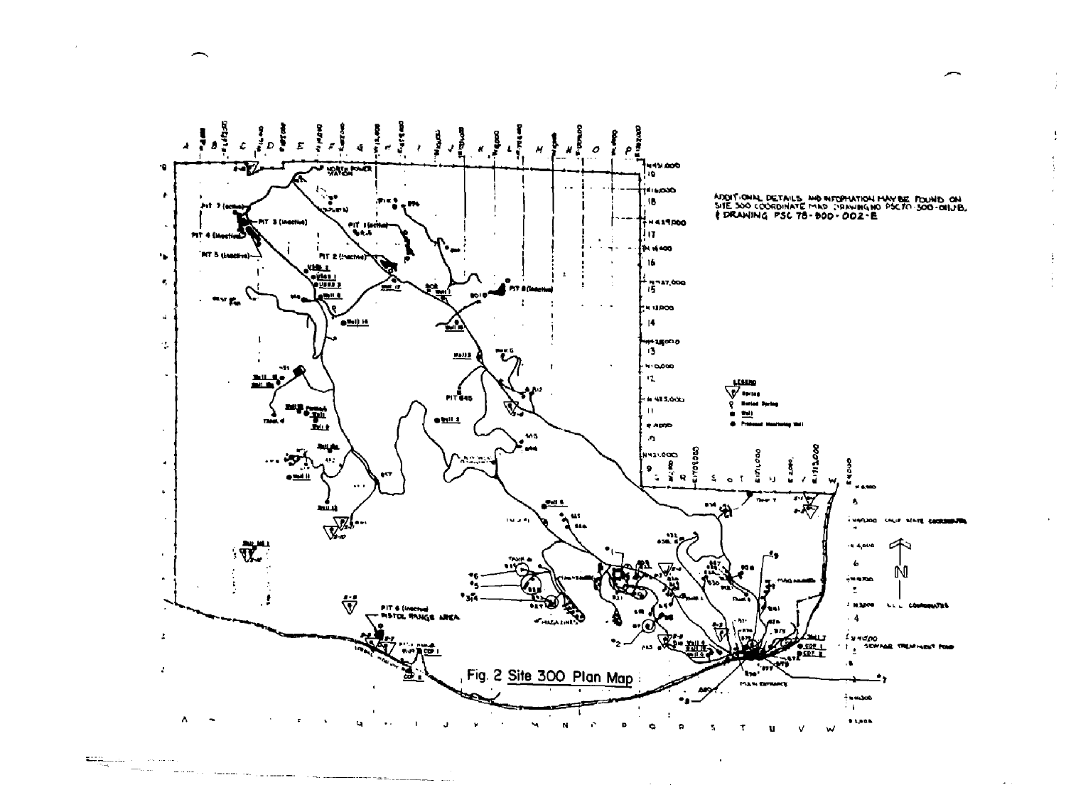ADDITIONAL DETAILS AND INFORMATION MAY BE FOUND ON SITE 300 COORDINATE MAP DRAWING NO PSC70-300-001JB, & DRAWING PSC 75-300-002-E

Fig. 2 Site 300 Plan Map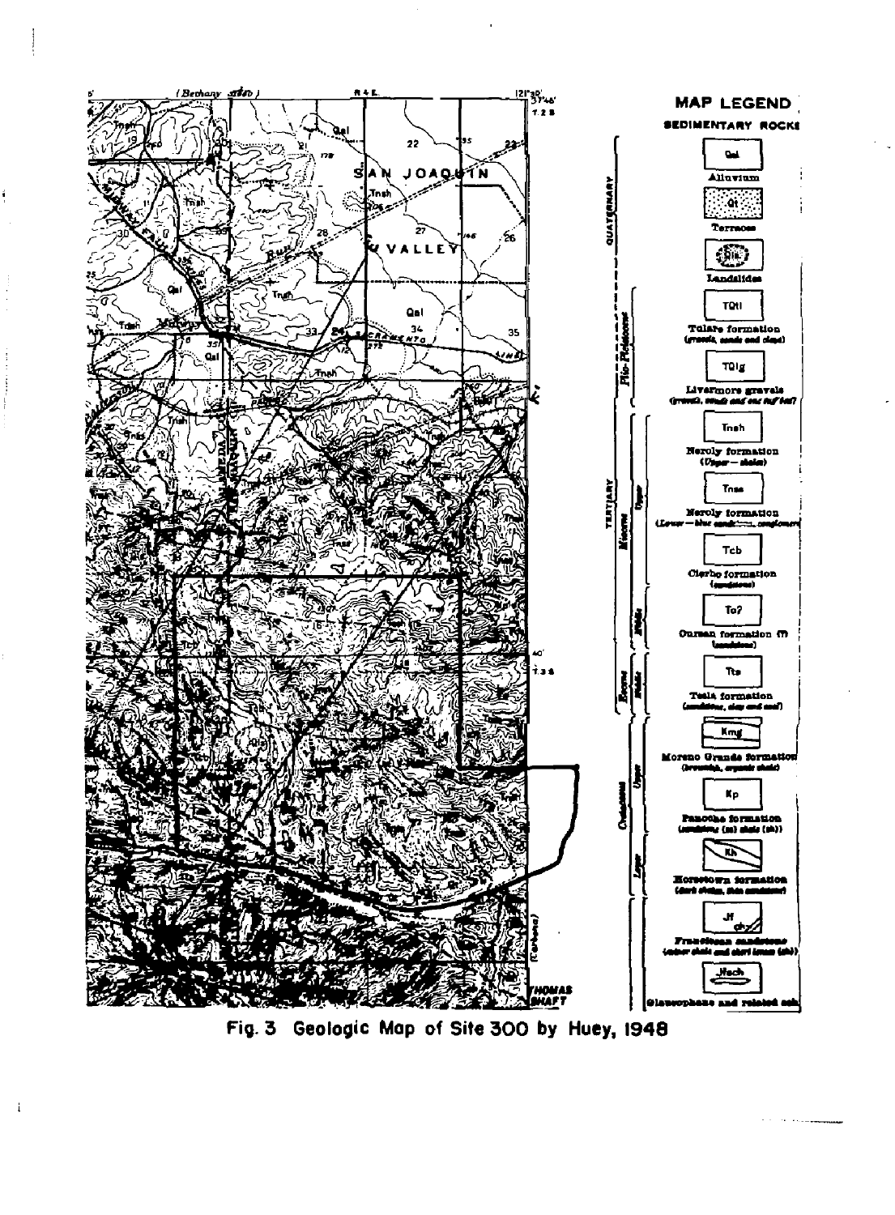Fig. 3 Geologic Map of Site 300 by Huey, 1948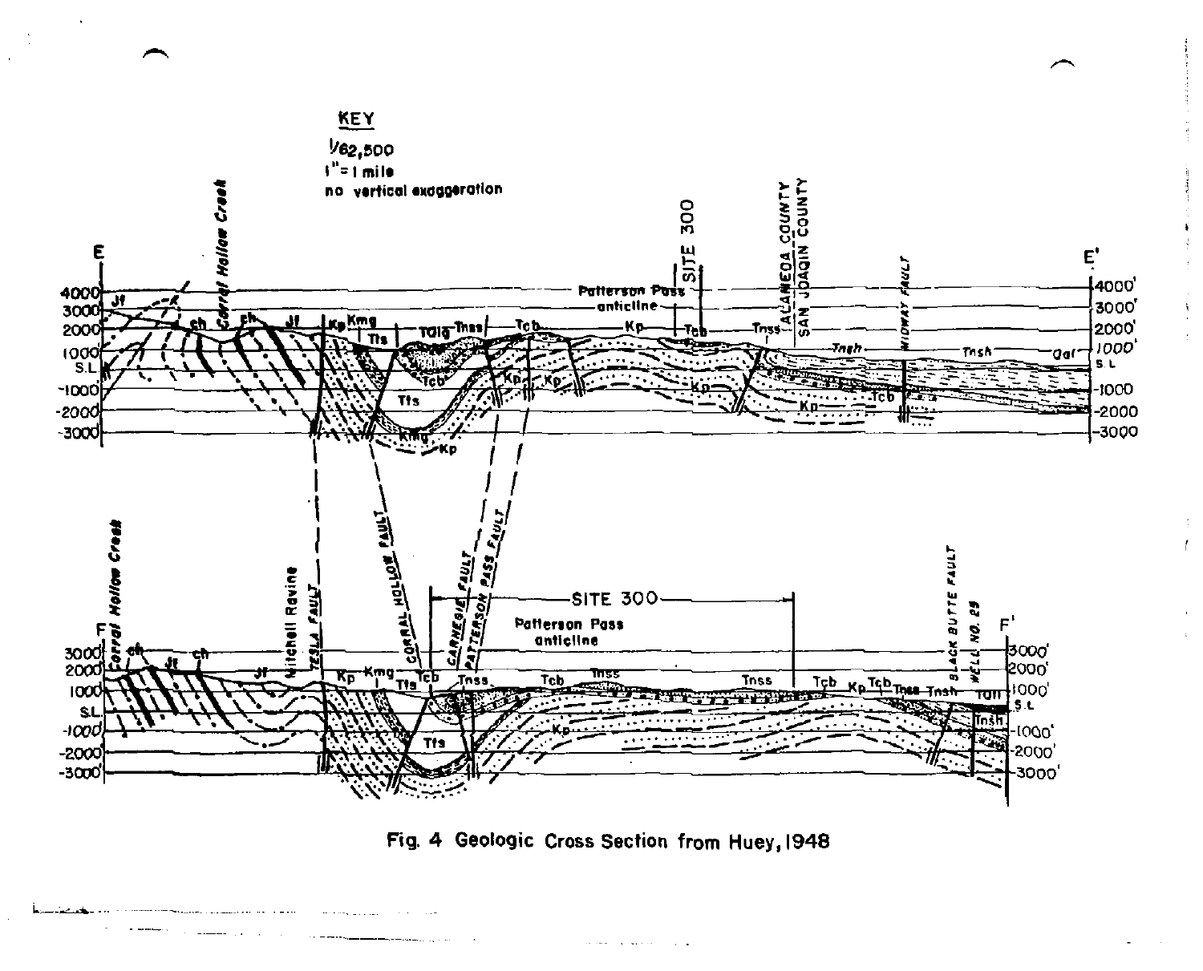Fig. 4 Geologic Cross Section from Huey, 1948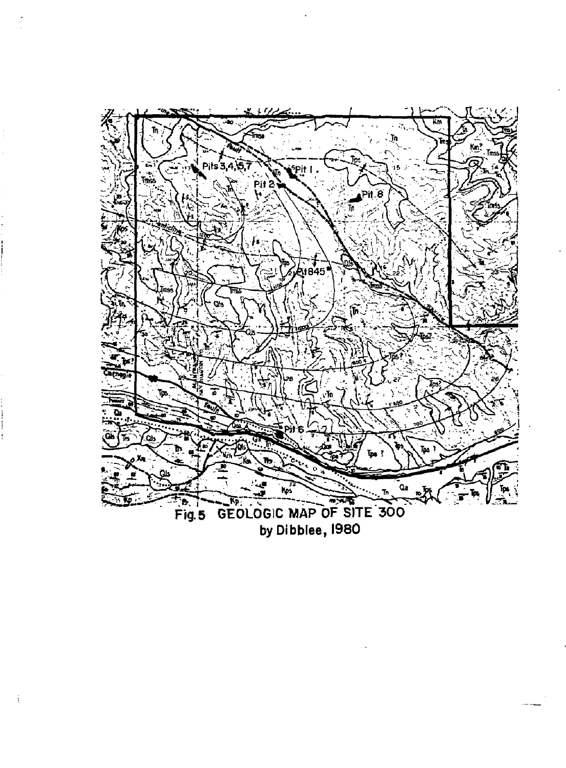Fig. 5 GEOLOGIC MAP OF SITE 300
by Dibblee, 1980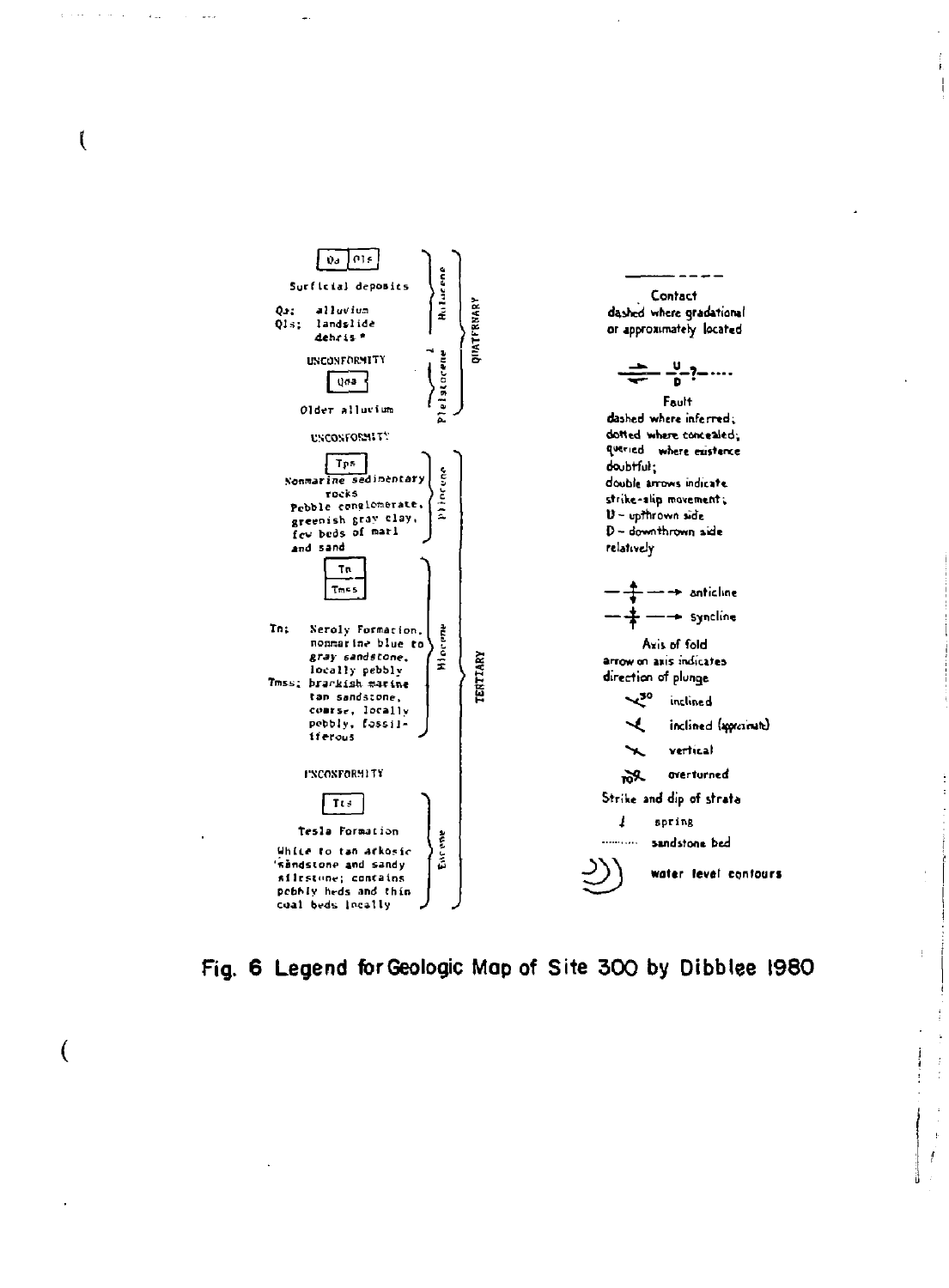Qa | Qls

Surficial deposits

Qa: alluvium
Qls: landslide debris *

Holocene

QUATERNARY

UNCONFORMITY

Qoa

Older alluvium

Pleistocene ?

UNCONFORMITY

Tps

Nonmarine sedimentary rocks
Pebble conglomerate, greenish gray clay, few beds of marl and sand

Pliocene

Tn

Tmss

Tn: Neroly Formation, nonmarine blue to gray sandstone, locally pebbly
Tmss: brackish marine tan sandstone, coarse, locally pebbly, fossiliferous

Miocene

TERTIARY

UNCONFORMITY

Tts

Tesla Formation

White to tan arkosic sandstone and sandy siltstone; contains pebbly beds and thin coal beds locally

Eocene

Contact
dashed where gradational or approximately located

U
D ?

Fault
dashed where inferred;
dotted where concealed;
queried where existence doubtful;
double arrows indicate strike-slip movement;
U – upthrown side
D – downthrown side
relatively

anticline

syncline

Axis of fold
arrow on axis indicates direction of plunge

30 inclined

inclined (approximate)

vertical

70 overturned

Strike and dip of strata

spring

sandstone bed

water level contours

Fig. 6 Legend for Geologic Map of Site 300 by Dibblee 1980